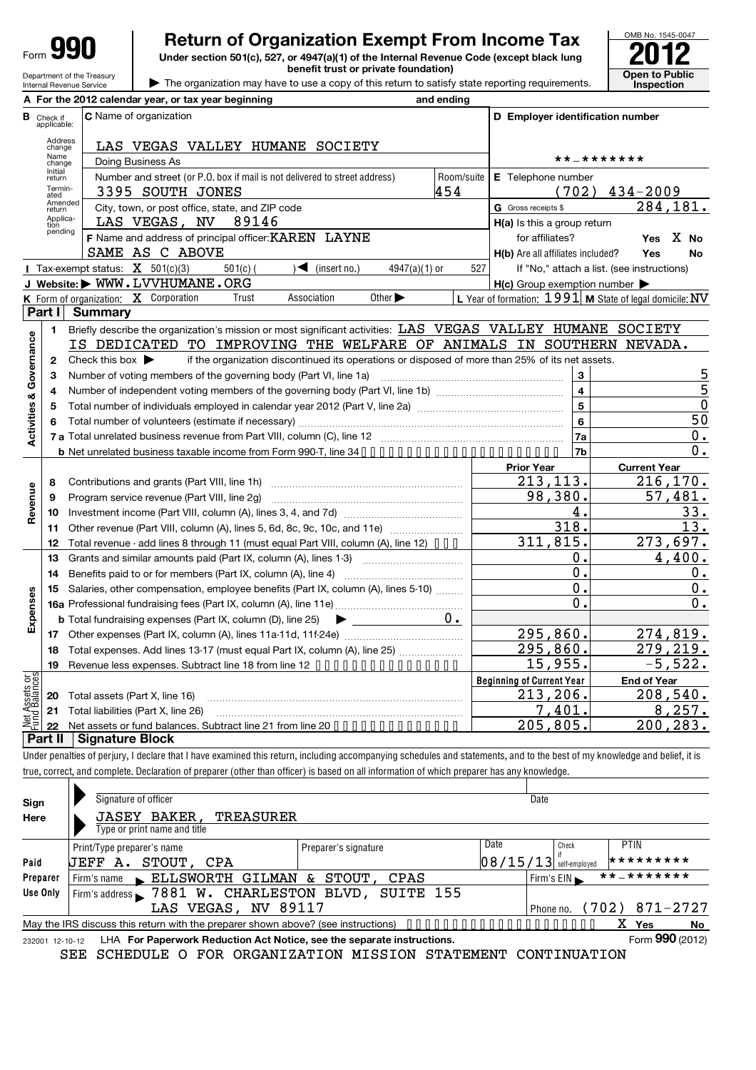Form **990**

# Return of Organization Exempt From Income Tax

**Under section 501(c), 527, or 4947(a)(1) of the Internal Revenue Code (except black lung benefit trust or private foundation)**

Department of the Treasury
Internal Revenue Service

▶ The organization may have to use a copy of this return to satisfy state reporting requirements.

OMB No. 1545-0047

**2012**

**Open to Public Inspection**

**A** For the 2012 calendar year, or tax year beginning and ending

**B** Check if applicable: Address change, Name change, Initial return, Terminated, Amended return, Application pending

**C** Name of organization: LAS VEGAS VALLEY HUMANE SOCIETY

Doing Business As

Number and street (or P.O. box if mail is not delivered to street address): 3395 SOUTH JONES — Room/suite: 454

City, town, or post office, state, and ZIP code: LAS VEGAS, NV 89146

**F** Name and address of principal officer: KAREN LAYNE
SAME AS C ABOVE

**D** Employer identification number: **-*******

**E** Telephone number: (702) 434-2009

**G** Gross receipts $ 284,181.

**H(a)** Is this a group return for affiliates? Yes X No

**H(b)** Are all affiliates included? Yes No
If "No," attach a list. (see instructions)

**H(c)** Group exemption number ▶

**I** Tax-exempt status: X 501(c)(3) 501(c) ( ) ◀ (insert no.) 4947(a)(1) or 527

**J** Website: ▶ WWW.LVVHUMANE.ORG

**K** Form of organization: X Corporation Trust Association Other ▶

**L** Year of formation: 1991 **M** State of legal domicile: NV

## Part I Summary

**Activities & Governance**

1. Briefly describe the organization's mission or most significant activities: LAS VEGAS VALLEY HUMANE SOCIETY IS DEDICATED TO IMPROVING THE WELFARE OF ANIMALS IN SOUTHERN NEVADA.
2. Check this box ▶ if the organization discontinued its operations or disposed of more than 25% of its net assets.

| | | | |
|---|---|---|---|
| 3 | Number of voting members of the governing body (Part VI, line 1a) | 3 | 5 |
| 4 | Number of independent voting members of the governing body (Part VI, line 1b) | 4 | 5 |
| 5 | Total number of individuals employed in calendar year 2012 (Part V, line 2a) | 5 | 0 |
| 6 | Total number of volunteers (estimate if necessary) | 6 | 50 |
| 7a | Total unrelated business revenue from Part VIII, column (C), line 12 | 7a | 0. |
| b | Net unrelated business taxable income from Form 990-T, line 34 | 7b | 0. |

| | | Prior Year | Current Year |
|---|---|---|---|
| **Revenue** | | | |
| 8 | Contributions and grants (Part VIII, line 1h) | 213,113. | 216,170. |
| 9 | Program service revenue (Part VIII, line 2g) | 98,380. | 57,481. |
| 10 | Investment income (Part VIII, column (A), lines 3, 4, and 7d) | 4. | 33. |
| 11 | Other revenue (Part VIII, column (A), lines 5, 6d, 8c, 9c, 10c, and 11e) | 318. | 13. |
| 12 | Total revenue - add lines 8 through 11 (must equal Part VIII, column (A), line 12) | 311,815. | 273,697. |
| **Expenses** | | | |
| 13 | Grants and similar amounts paid (Part IX, column (A), lines 1-3) | 0. | 4,400. |
| 14 | Benefits paid to or for members (Part IX, column (A), line 4) | 0. | 0. |
| 15 | Salaries, other compensation, employee benefits (Part IX, column (A), lines 5-10) | 0. | 0. |
| 16a | Professional fundraising fees (Part IX, column (A), line 11e) | 0. | 0. |
| b | Total fundraising expenses (Part IX, column (D), line 25) ▶ 0. | | |
| 17 | Other expenses (Part IX, column (A), lines 11a-11d, 11f-24e) | 295,860. | 274,819. |
| 18 | Total expenses. Add lines 13-17 (must equal Part IX, column (A), line 25) | 295,860. | 279,219. |
| 19 | Revenue less expenses. Subtract line 18 from line 12 | 15,955. | -5,522. |
| **Net Assets or Fund Balances** | | **Beginning of Current Year** | **End of Year** |
| 20 | Total assets (Part X, line 16) | 213,206. | 208,540. |
| 21 | Total liabilities (Part X, line 26) | 7,401. | 8,257. |
| 22 | Net assets or fund balances. Subtract line 21 from line 20 | 205,805. | 200,283. |

## Part II Signature Block

Under penalties of perjury, I declare that I have examined this return, including accompanying schedules and statements, and to the best of my knowledge and belief, it is true, correct, and complete. Declaration of preparer (other than officer) is based on all information of which preparer has any knowledge.

**Sign Here**

Signature of officer — Date

JASEY BAKER, TREASURER
Type or print name and title

**Paid Preparer Use Only**

| Print/Type preparer's name | Preparer's signature | Date | Check if self-employed | PTIN |
|---|---|---|---|---|
| JEFF A. STOUT, CPA | | 08/15/13 | | ********* |

Firm's name ▶ ELLSWORTH GILMAN & STOUT, CPAS — Firm's EIN ▶ **-*******

Firm's address ▶ 7881 W. CHARLESTON BLVD, SUITE 155, LAS VEGAS, NV 89117 — Phone no. (702) 871-2727

May the IRS discuss this return with the preparer shown above? (see instructions) X Yes No

232001 12-10-12 LHA **For Paperwork Reduction Act Notice, see the separate instructions.** Form **990** (2012)

SEE SCHEDULE O FOR ORGANIZATION MISSION STATEMENT CONTINUATION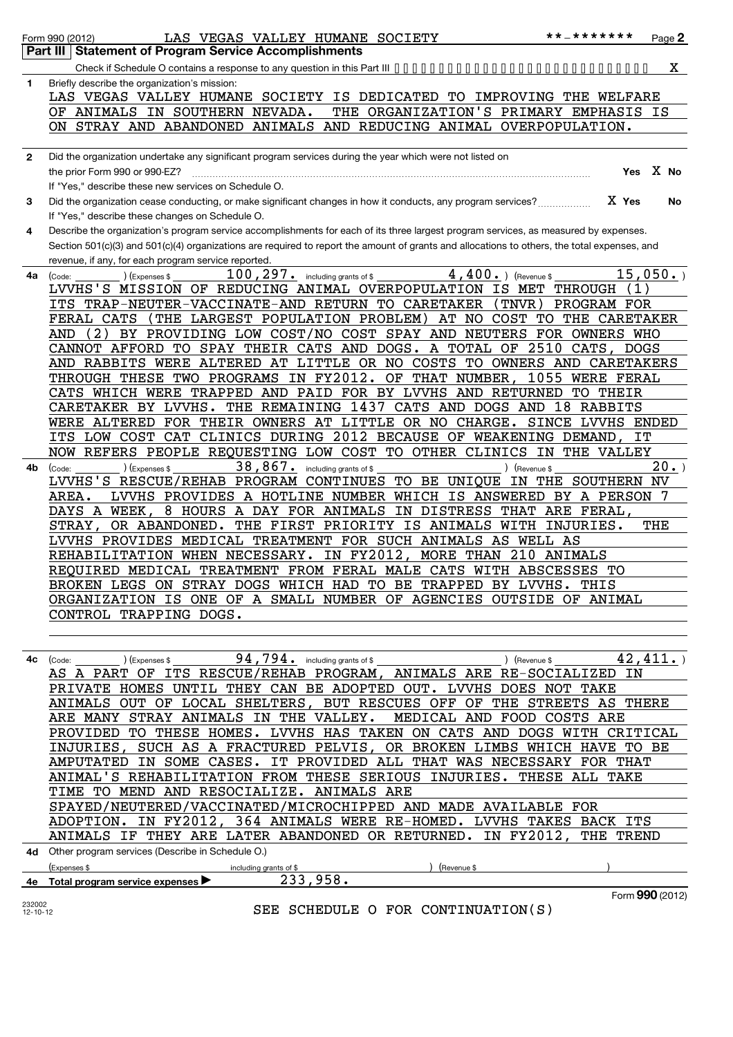Form 990 (2012) LAS VEGAS VALLEY HUMANE SOCIETY **-******* Page **2**

## Part III | Statement of Program Service Accomplishments

Check if Schedule O contains a response to any question in this Part III .......... X

**1** Briefly describe the organization's mission:

LAS VEGAS VALLEY HUMANE SOCIETY IS DEDICATED TO IMPROVING THE WELFARE OF ANIMALS IN SOUTHERN NEVADA. THE ORGANIZATION'S PRIMARY EMPHASIS IS ON STRAY AND ABANDONED ANIMALS AND REDUCING ANIMAL OVERPOPULATION.

**2** Did the organization undertake any significant program services during the year which were not listed on the prior Form 990 or 990-EZ? .......... Yes X No

If "Yes," describe these new services on Schedule O.

**3** Did the organization cease conducting, or make significant changes in how it conducts, any program services? .......... X Yes No

If "Yes," describe these changes on Schedule O.

**4** Describe the organization's program service accomplishments for each of its three largest program services, as measured by expenses. Section 501(c)(3) and 501(c)(4) organizations are required to report the amount of grants and allocations to others, the total expenses, and revenue, if any, for each program service reported.

**4a** (Code: ) (Expenses $ 100,297. including grants of $ 4,400. ) (Revenue $ 15,050. )

LVVHS'S MISSION OF REDUCING ANIMAL OVERPOPULATION IS MET THROUGH (1) ITS TRAP-NEUTER-VACCINATE-AND RETURN TO CARETAKER (TNVR) PROGRAM FOR FERAL CATS (THE LARGEST POPULATION PROBLEM) AT NO COST TO THE CARETAKER AND (2) BY PROVIDING LOW COST/NO COST SPAY AND NEUTERS FOR OWNERS WHO CANNOT AFFORD TO SPAY THEIR CATS AND DOGS. A TOTAL OF 2510 CATS, DOGS AND RABBITS WERE ALTERED AT LITTLE OR NO COSTS TO OWNERS AND CARETAKERS THROUGH THESE TWO PROGRAMS IN FY2012. OF THAT NUMBER, 1055 WERE FERAL CATS WHICH WERE TRAPPED AND PAID FOR BY LVVHS AND RETURNED TO THEIR CARETAKER BY LVVHS. THE REMAINING 1437 CATS AND DOGS AND 18 RABBITS WERE ALTERED FOR THEIR OWNERS AT LITTLE OR NO CHARGE. SINCE LVVHS ENDED ITS LOW COST CAT CLINICS DURING 2012 BECAUSE OF WEAKENING DEMAND, IT NOW REFERS PEOPLE REQUESTING LOW COST TO OTHER CLINICS IN THE VALLEY

**4b** (Code: ) (Expenses $ 38,867. including grants of $ ) (Revenue $ 20. )

LVVHS'S RESCUE/REHAB PROGRAM CONTINUES TO BE UNIQUE IN THE SOUTHERN NV AREA. LVVHS PROVIDES A HOTLINE NUMBER WHICH IS ANSWERED BY A PERSON 7 DAYS A WEEK, 8 HOURS A DAY FOR ANIMALS IN DISTRESS THAT ARE FERAL, STRAY, OR ABANDONED. THE FIRST PRIORITY IS ANIMALS WITH INJURIES. THE LVVHS PROVIDES MEDICAL TREATMENT FOR SUCH ANIMALS AS WELL AS REHABILITATION WHEN NECESSARY. IN FY2012, MORE THAN 210 ANIMALS REQUIRED MEDICAL TREATMENT FROM FERAL MALE CATS WITH ABSCESSES TO BROKEN LEGS ON STRAY DOGS WHICH HAD TO BE TRAPPED BY LVVHS. THIS ORGANIZATION IS ONE OF A SMALL NUMBER OF AGENCIES OUTSIDE OF ANIMAL CONTROL TRAPPING DOGS.

**4c** (Code: ) (Expenses $ 94,794. including grants of $ ) (Revenue $ 42,411. )

AS A PART OF ITS RESCUE/REHAB PROGRAM, ANIMALS ARE RE-SOCIALIZED IN PRIVATE HOMES UNTIL THEY CAN BE ADOPTED OUT. LVVHS DOES NOT TAKE ANIMALS OUT OF LOCAL SHELTERS, BUT RESCUES OFF OF THE STREETS AS THERE ARE MANY STRAY ANIMALS IN THE VALLEY. MEDICAL AND FOOD COSTS ARE PROVIDED TO THESE HOMES. LVVHS HAS TAKEN ON CATS AND DOGS WITH CRITICAL INJURIES, SUCH AS A FRACTURED PELVIS, OR BROKEN LIMBS WHICH HAVE TO BE AMPUTATED IN SOME CASES. IT PROVIDED ALL THAT WAS NECESSARY FOR THAT ANIMAL'S REHABILITATION FROM THESE SERIOUS INJURIES. THESE ALL TAKE TIME TO MEND AND RESOCIALIZE. ANIMALS ARE SPAYED/NEUTERED/VACCINATED/MICROCHIPPED AND MADE AVAILABLE FOR ADOPTION. IN FY2012, 364 ANIMALS WERE RE-HOMED. LVVHS TAKES BACK ITS ANIMALS IF THEY ARE LATER ABANDONED OR RETURNED. IN FY2012, THE TREND

**4d** Other program services (Describe in Schedule O.)

(Expenses $ including grants of $ ) (Revenue $ )

**4e** Total program service expenses ▶ 233,958.

SEE SCHEDULE O FOR CONTINUATION(S)

Form **990** (2012)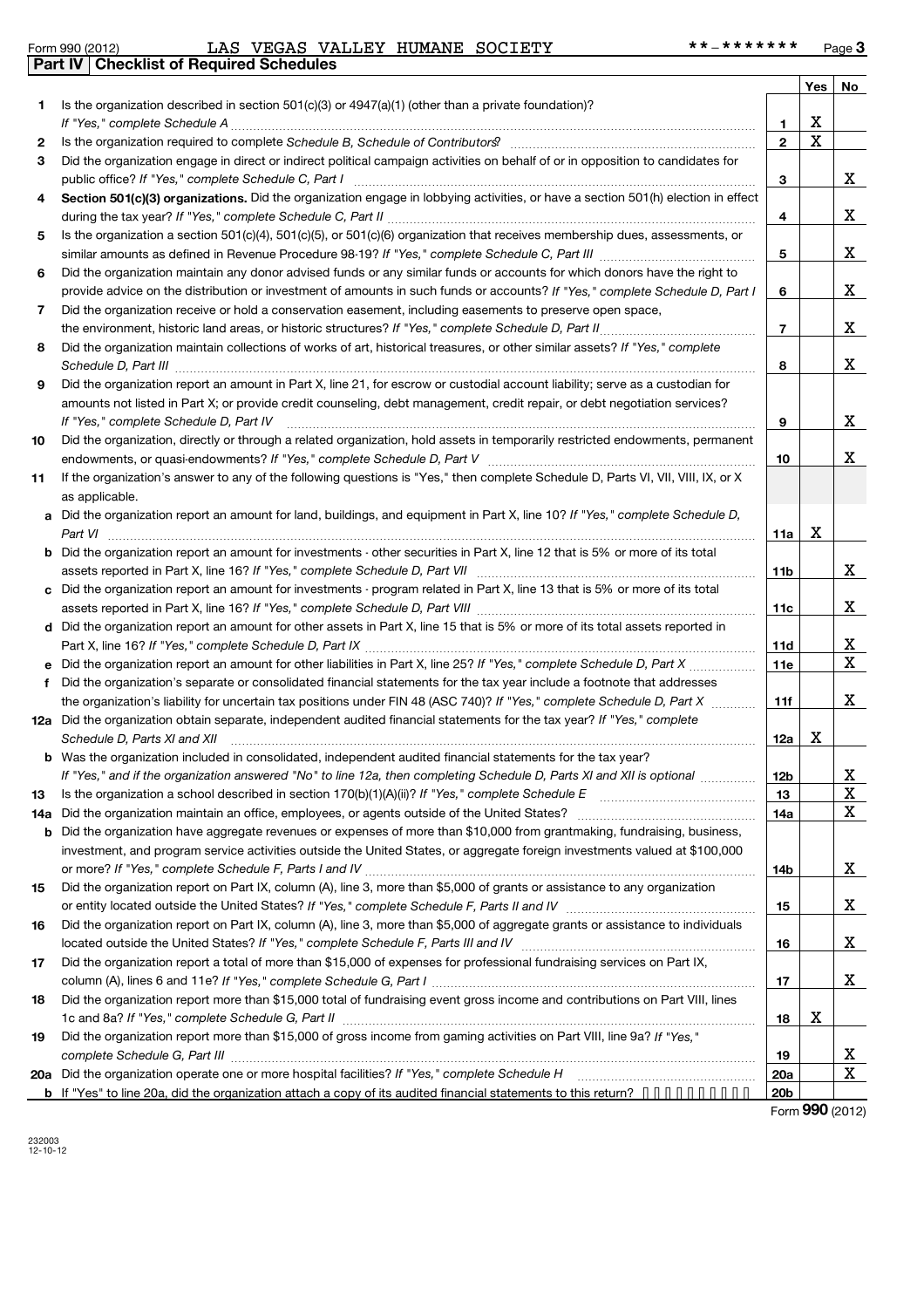Form 990 (2012) LAS VEGAS VALLEY HUMANE SOCIETY **-******* Page 3

**Part IV Checklist of Required Schedules**

| | | | Yes | No |
|---|---|---|---|---|
| 1 | Is the organization described in section 501(c)(3) or 4947(a)(1) (other than a private foundation)? *If "Yes," complete Schedule A* | 1 | X | |
| 2 | Is the organization required to complete *Schedule B, Schedule of Contributors*? | 2 | X | |
| 3 | Did the organization engage in direct or indirect political campaign activities on behalf of or in opposition to candidates for public office? *If "Yes," complete Schedule C, Part I* | 3 | | X |
| 4 | **Section 501(c)(3) organizations.** Did the organization engage in lobbying activities, or have a section 501(h) election in effect during the tax year? *If "Yes," complete Schedule C, Part II* | 4 | | X |
| 5 | Is the organization a section 501(c)(4), 501(c)(5), or 501(c)(6) organization that receives membership dues, assessments, or similar amounts as defined in Revenue Procedure 98-19? *If "Yes," complete Schedule C, Part III* | 5 | | X |
| 6 | Did the organization maintain any donor advised funds or any similar funds or accounts for which donors have the right to provide advice on the distribution or investment of amounts in such funds or accounts? *If "Yes," complete Schedule D, Part I* | 6 | | X |
| 7 | Did the organization receive or hold a conservation easement, including easements to preserve open space, the environment, historic land areas, or historic structures? *If "Yes," complete Schedule D, Part II* | 7 | | X |
| 8 | Did the organization maintain collections of works of art, historical treasures, or other similar assets? *If "Yes," complete Schedule D, Part III* | 8 | | X |
| 9 | Did the organization report an amount in Part X, line 21, for escrow or custodial account liability; serve as a custodian for amounts not listed in Part X; or provide credit counseling, debt management, credit repair, or debt negotiation services? *If "Yes," complete Schedule D, Part IV* | 9 | | X |
| 10 | Did the organization, directly or through a related organization, hold assets in temporarily restricted endowments, permanent endowments, or quasi-endowments? *If "Yes," complete Schedule D, Part V* | 10 | | X |
| 11 | If the organization's answer to any of the following questions is "Yes," then complete Schedule D, Parts VI, VII, VIII, IX, or X as applicable. | | | |
| a | Did the organization report an amount for land, buildings, and equipment in Part X, line 10? *If "Yes," complete Schedule D, Part VI* | 11a | X | |
| b | Did the organization report an amount for investments - other securities in Part X, line 12 that is 5% or more of its total assets reported in Part X, line 16? *If "Yes," complete Schedule D, Part VII* | 11b | | X |
| c | Did the organization report an amount for investments - program related in Part X, line 13 that is 5% or more of its total assets reported in Part X, line 16? *If "Yes," complete Schedule D, Part VIII* | 11c | | X |
| d | Did the organization report an amount for other assets in Part X, line 15 that is 5% or more of its total assets reported in Part X, line 16? *If "Yes," complete Schedule D, Part IX* | 11d | | X |
| e | Did the organization report an amount for other liabilities in Part X, line 25? *If "Yes," complete Schedule D, Part X* | 11e | | X |
| f | Did the organization's separate or consolidated financial statements for the tax year include a footnote that addresses the organization's liability for uncertain tax positions under FIN 48 (ASC 740)? *If "Yes," complete Schedule D, Part X* | 11f | | X |
| 12a | Did the organization obtain separate, independent audited financial statements for the tax year? *If "Yes," complete Schedule D, Parts XI and XII* | 12a | X | |
| b | Was the organization included in consolidated, independent audited financial statements for the tax year? *If "Yes," and if the organization answered "No" to line 12a, then completing Schedule D, Parts XI and XII is optional* | 12b | | X |
| 13 | Is the organization a school described in section 170(b)(1)(A)(ii)? *If "Yes," complete Schedule E* | 13 | | X |
| 14a | Did the organization maintain an office, employees, or agents outside of the United States? | 14a | | X |
| b | Did the organization have aggregate revenues or expenses of more than $10,000 from grantmaking, fundraising, business, investment, and program service activities outside the United States, or aggregate foreign investments valued at $100,000 or more? *If "Yes," complete Schedule F, Parts I and IV* | 14b | | X |
| 15 | Did the organization report on Part IX, column (A), line 3, more than $5,000 of grants or assistance to any organization or entity located outside the United States? *If "Yes," complete Schedule F, Parts II and IV* | 15 | | X |
| 16 | Did the organization report on Part IX, column (A), line 3, more than $5,000 of aggregate grants or assistance to individuals located outside the United States? *If "Yes," complete Schedule F, Parts III and IV* | 16 | | X |
| 17 | Did the organization report a total of more than $15,000 of expenses for professional fundraising services on Part IX, column (A), lines 6 and 11e? *If "Yes," complete Schedule G, Part I* | 17 | | X |
| 18 | Did the organization report more than $15,000 total of fundraising event gross income and contributions on Part VIII, lines 1c and 8a? *If "Yes," complete Schedule G, Part II* | 18 | X | |
| 19 | Did the organization report more than $15,000 of gross income from gaming activities on Part VIII, line 9a? *If "Yes," complete Schedule G, Part III* | 19 | | X |
| 20a | Did the organization operate one or more hospital facilities? *If "Yes," complete Schedule H* | 20a | | X |
| b | If "Yes" to line 20a, did the organization attach a copy of its audited financial statements to this return? | 20b | | |

Form **990** (2012)

232003
12-10-12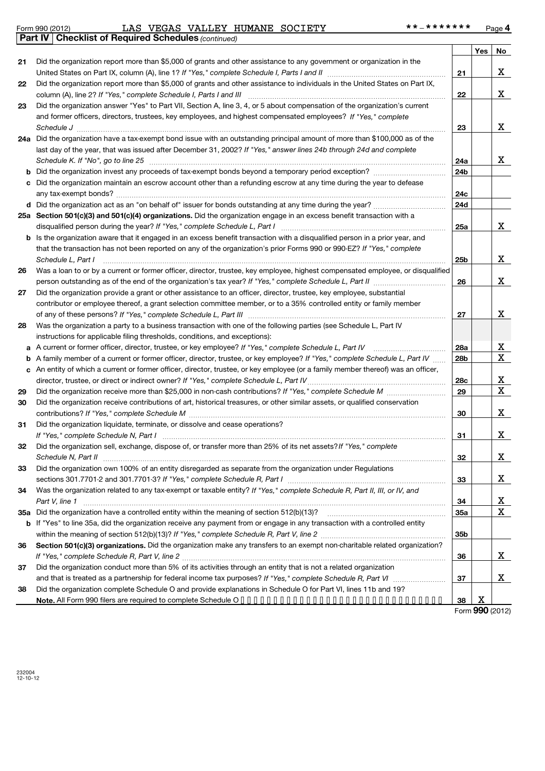Form 990 (2012) LAS VEGAS VALLEY HUMANE SOCIETY **-******* Page 4

**Part IV | Checklist of Required Schedules** *(continued)*

| | | | Yes | No |
|---|---|---|---|---|
| 21 | Did the organization report more than $5,000 of grants and other assistance to any government or organization in the United States on Part IX, column (A), line 1? *If "Yes," complete Schedule I, Parts I and II* | 21 | | X |
| 22 | Did the organization report more than $5,000 of grants and other assistance to individuals in the United States on Part IX, column (A), line 2? *If "Yes," complete Schedule I, Parts I and III* | 22 | | X |
| 23 | Did the organization answer "Yes" to Part VII, Section A, line 3, 4, or 5 about compensation of the organization's current and former officers, directors, trustees, key employees, and highest compensated employees? *If "Yes," complete Schedule J* | 23 | | X |
| 24a | Did the organization have a tax-exempt bond issue with an outstanding principal amount of more than $100,000 as of the last day of the year, that was issued after December 31, 2002? *If "Yes," answer lines 24b through 24d and complete Schedule K. If "No", go to line 25* | 24a | | X |
| b | Did the organization invest any proceeds of tax-exempt bonds beyond a temporary period exception? | 24b | | |
| c | Did the organization maintain an escrow account other than a refunding escrow at any time during the year to defease any tax-exempt bonds? | 24c | | |
| d | Did the organization act as an "on behalf of" issuer for bonds outstanding at any time during the year? | 24d | | |
| 25a | **Section 501(c)(3) and 501(c)(4) organizations.** Did the organization engage in an excess benefit transaction with a disqualified person during the year? *If "Yes," complete Schedule L, Part I* | 25a | | X |
| b | Is the organization aware that it engaged in an excess benefit transaction with a disqualified person in a prior year, and that the transaction has not been reported on any of the organization's prior Forms 990 or 990-EZ? *If "Yes," complete Schedule L, Part I* | 25b | | X |
| 26 | Was a loan to or by a current or former officer, director, trustee, key employee, highest compensated employee, or disqualified person outstanding as of the end of the organization's tax year? *If "Yes," complete Schedule L, Part II* | 26 | | X |
| 27 | Did the organization provide a grant or other assistance to an officer, director, trustee, key employee, substantial contributor or employee thereof, a grant selection committee member, or to a 35% controlled entity or family member of any of these persons? *If "Yes," complete Schedule L, Part III* | 27 | | X |
| 28 | Was the organization a party to a business transaction with one of the following parties (see Schedule L, Part IV instructions for applicable filing thresholds, conditions, and exceptions): | | | |
| a | A current or former officer, director, trustee, or key employee? *If "Yes," complete Schedule L, Part IV* | 28a | | X |
| b | A family member of a current or former officer, director, trustee, or key employee? *If "Yes," complete Schedule L, Part IV* | 28b | | X |
| c | An entity of which a current or former officer, director, trustee, or key employee (or a family member thereof) was an officer, director, trustee, or direct or indirect owner? *If "Yes," complete Schedule L, Part IV* | 28c | | X |
| 29 | Did the organization receive more than $25,000 in non-cash contributions? *If "Yes," complete Schedule M* | 29 | | X |
| 30 | Did the organization receive contributions of art, historical treasures, or other similar assets, or qualified conservation contributions? *If "Yes," complete Schedule M* | 30 | | X |
| 31 | Did the organization liquidate, terminate, or dissolve and cease operations? *If "Yes," complete Schedule N, Part I* | 31 | | X |
| 32 | Did the organization sell, exchange, dispose of, or transfer more than 25% of its net assets? *If "Yes," complete Schedule N, Part II* | 32 | | X |
| 33 | Did the organization own 100% of an entity disregarded as separate from the organization under Regulations sections 301.7701-2 and 301.7701-3? *If "Yes," complete Schedule R, Part I* | 33 | | X |
| 34 | Was the organization related to any tax-exempt or taxable entity? *If "Yes," complete Schedule R, Part II, III, or IV, and Part V, line 1* | 34 | | X |
| 35a | Did the organization have a controlled entity within the meaning of section 512(b)(13)? | 35a | | X |
| b | If "Yes" to line 35a, did the organization receive any payment from or engage in any transaction with a controlled entity within the meaning of section 512(b)(13)? *If "Yes," complete Schedule R, Part V, line 2* | 35b | | |
| 36 | **Section 501(c)(3) organizations.** Did the organization make any transfers to an exempt non-charitable related organization? *If "Yes," complete Schedule R, Part V, line 2* | 36 | | X |
| 37 | Did the organization conduct more than 5% of its activities through an entity that is not a related organization and that is treated as a partnership for federal income tax purposes? *If "Yes," complete Schedule R, Part VI* | 37 | | X |
| 38 | Did the organization complete Schedule O and provide explanations in Schedule O for Part VI, lines 11b and 19? **Note.** All Form 990 filers are required to complete Schedule O | 38 | X | |

Form **990** (2012)

232004
12-10-12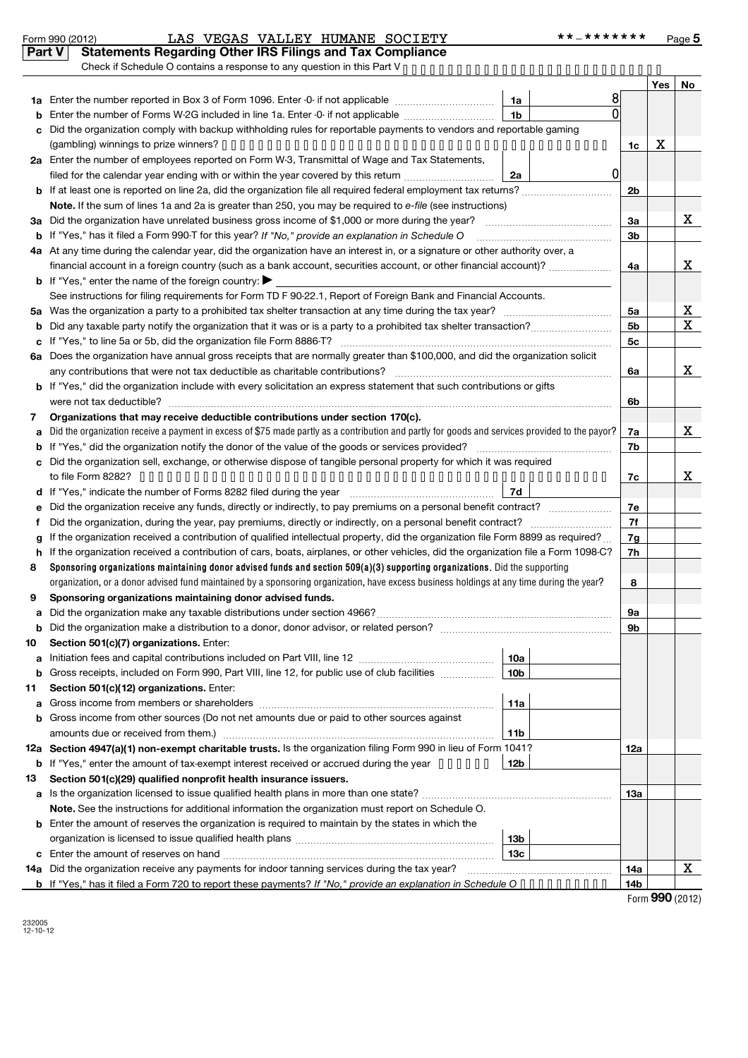Form 990 (2012) LAS VEGAS VALLEY HUMANE SOCIETY **-******* Page 5

## Part V Statements Regarding Other IRS Filings and Tax Compliance

Check if Schedule O contains a response to any question in this Part V

| | | | | | Yes | No |
|---|---|---|---|---|---|---|
| **1a** | Enter the number reported in Box 3 of Form 1096. Enter -0- if not applicable | 1a | 8 | | | |
| **b** | Enter the number of Forms W-2G included in line 1a. Enter -0- if not applicable | 1b | 0 | | | |
| **c** | Did the organization comply with backup withholding rules for reportable payments to vendors and reportable gaming (gambling) winnings to prize winners? | | | 1c | X | |
| **2a** | Enter the number of employees reported on Form W-3, Transmittal of Wage and Tax Statements, filed for the calendar year ending with or within the year covered by this return | 2a | 0 | | | |
| **b** | If at least one is reported on line 2a, did the organization file all required federal employment tax returns? | | | 2b | | |
| | **Note.** If the sum of lines 1a and 2a is greater than 250, you may be required to *e-file* (see instructions) | | | | | |
| **3a** | Did the organization have unrelated business gross income of $1,000 or more during the year? | | | 3a | | X |
| **b** | If "Yes," has it filed a Form 990-T for this year? *If "No," provide an explanation in Schedule O* | | | 3b | | |
| **4a** | At any time during the calendar year, did the organization have an interest in, or a signature or other authority over, a financial account in a foreign country (such as a bank account, securities account, or other financial account)? | | | 4a | | X |
| **b** | If "Yes," enter the name of the foreign country: ▶ | | | | | |
| | See instructions for filing requirements for Form TD F 90-22.1, Report of Foreign Bank and Financial Accounts. | | | | | |
| **5a** | Was the organization a party to a prohibited tax shelter transaction at any time during the tax year? | | | 5a | | X |
| **b** | Did any taxable party notify the organization that it was or is a party to a prohibited tax shelter transaction? | | | 5b | | X |
| **c** | If "Yes," to line 5a or 5b, did the organization file Form 8886-T? | | | 5c | | |
| **6a** | Does the organization have annual gross receipts that are normally greater than $100,000, and did the organization solicit any contributions that were not tax deductible as charitable contributions? | | | 6a | | X |
| **b** | If "Yes," did the organization include with every solicitation an express statement that such contributions or gifts were not tax deductible? | | | 6b | | |
| **7** | **Organizations that may receive deductible contributions under section 170(c).** | | | | | |
| **a** | Did the organization receive a payment in excess of $75 made partly as a contribution and partly for goods and services provided to the payor? | | | 7a | | X |
| **b** | If "Yes," did the organization notify the donor of the value of the goods or services provided? | | | 7b | | |
| **c** | Did the organization sell, exchange, or otherwise dispose of tangible personal property for which it was required to file Form 8282? | | | 7c | | X |
| **d** | If "Yes," indicate the number of Forms 8282 filed during the year | 7d | | | | |
| **e** | Did the organization receive any funds, directly or indirectly, to pay premiums on a personal benefit contract? | | | 7e | | |
| **f** | Did the organization, during the year, pay premiums, directly or indirectly, on a personal benefit contract? | | | 7f | | |
| **g** | If the organization received a contribution of qualified intellectual property, did the organization file Form 8899 as required? | | | 7g | | |
| **h** | If the organization received a contribution of cars, boats, airplanes, or other vehicles, did the organization file a Form 1098-C? | | | 7h | | |
| **8** | **Sponsoring organizations maintaining donor advised funds and section 509(a)(3) supporting organizations.** Did the supporting organization, or a donor advised fund maintained by a sponsoring organization, have excess business holdings at any time during the year? | | | 8 | | |
| **9** | **Sponsoring organizations maintaining donor advised funds.** | | | | | |
| **a** | Did the organization make any taxable distributions under section 4966? | | | 9a | | |
| **b** | Did the organization make a distribution to a donor, donor advisor, or related person? | | | 9b | | |
| **10** | **Section 501(c)(7) organizations.** Enter: | | | | | |
| **a** | Initiation fees and capital contributions included on Part VIII, line 12 | 10a | | | | |
| **b** | Gross receipts, included on Form 990, Part VIII, line 12, for public use of club facilities | 10b | | | | |
| **11** | **Section 501(c)(12) organizations.** Enter: | | | | | |
| **a** | Gross income from members or shareholders | 11a | | | | |
| **b** | Gross income from other sources (Do not net amounts due or paid to other sources against amounts due or received from them.) | 11b | | | | |
| **12a** | **Section 4947(a)(1) non-exempt charitable trusts.** Is the organization filing Form 990 in lieu of Form 1041? | | | 12a | | |
| **b** | If "Yes," enter the amount of tax-exempt interest received or accrued during the year | 12b | | | | |
| **13** | **Section 501(c)(29) qualified nonprofit health insurance issuers.** | | | | | |
| **a** | Is the organization licensed to issue qualified health plans in more than one state? | | | 13a | | |
| | **Note.** See the instructions for additional information the organization must report on Schedule O. | | | | | |
| **b** | Enter the amount of reserves the organization is required to maintain by the states in which the organization is licensed to issue qualified health plans | 13b | | | | |
| **c** | Enter the amount of reserves on hand | 13c | | | | |
| **14a** | Did the organization receive any payments for indoor tanning services during the tax year? | | | 14a | | X |
| **b** | If "Yes," has it filed a Form 720 to report these payments? *If "No," provide an explanation in Schedule O* | | | 14b | | |

Form **990** (2012)

232005
12-10-12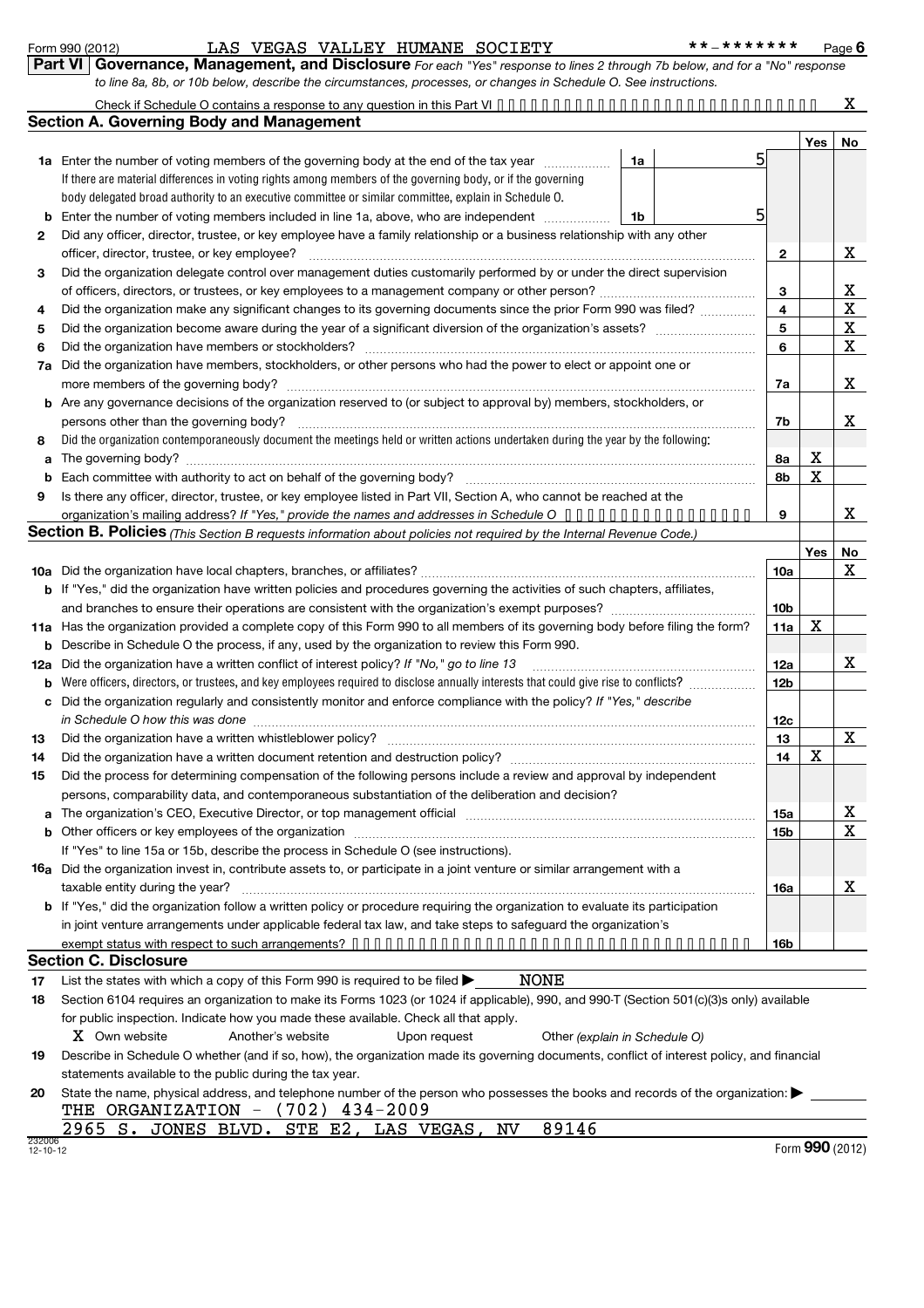Form 990 (2012) LAS VEGAS VALLEY HUMANE SOCIETY **-******* Page 6

**Part VI Governance, Management, and Disclosure** *For each "Yes" response to lines 2 through 7b below, and for a "No" response to line 8a, 8b, or 10b below, describe the circumstances, processes, or changes in Schedule O. See instructions.*

Check if Schedule O contains a response to any question in this Part VI ..... X

## Section A. Governing Body and Management

| | | | | | Yes | No |
|---|---|---|---|---|---|---|
| **1a** | Enter the number of voting members of the governing body at the end of the tax year. If there are material differences in voting rights among members of the governing body, or if the governing body delegated broad authority to an executive committee or similar committee, explain in Schedule O. | 1a | 5 | | | |
| **b** | Enter the number of voting members included in line 1a, above, who are independent | 1b | 5 | | | |
| **2** | Did any officer, director, trustee, or key employee have a family relationship or a business relationship with any other officer, director, trustee, or key employee? | | | 2 | | X |
| **3** | Did the organization delegate control over management duties customarily performed by or under the direct supervision of officers, directors, or trustees, or key employees to a management company or other person? | | | 3 | | X |
| **4** | Did the organization make any significant changes to its governing documents since the prior Form 990 was filed? | | | 4 | | X |
| **5** | Did the organization become aware during the year of a significant diversion of the organization's assets? | | | 5 | | X |
| **6** | Did the organization have members or stockholders? | | | 6 | | X |
| **7a** | Did the organization have members, stockholders, or other persons who had the power to elect or appoint one or more members of the governing body? | | | 7a | | X |
| **b** | Are any governance decisions of the organization reserved to (or subject to approval by) members, stockholders, or persons other than the governing body? | | | 7b | | X |
| **8** | Did the organization contemporaneously document the meetings held or written actions undertaken during the year by the following: | | | | | |
| **a** | The governing body? | | | 8a | X | |
| **b** | Each committee with authority to act on behalf of the governing body? | | | 8b | X | |
| **9** | Is there any officer, director, trustee, or key employee listed in Part VII, Section A, who cannot be reached at the organization's mailing address? *If "Yes," provide the names and addresses in Schedule O* | | | 9 | | X |

## Section B. Policies *(This Section B requests information about policies not required by the Internal Revenue Code.)*

| | | | Yes | No |
|---|---|---|---|---|
| **10a** | Did the organization have local chapters, branches, or affiliates? | 10a | | X |
| **b** | If "Yes," did the organization have written policies and procedures governing the activities of such chapters, affiliates, and branches to ensure their operations are consistent with the organization's exempt purposes? | 10b | | |
| **11a** | Has the organization provided a complete copy of this Form 990 to all members of its governing body before filing the form? | 11a | X | |
| **b** | Describe in Schedule O the process, if any, used by the organization to review this Form 990. | | | |
| **12a** | Did the organization have a written conflict of interest policy? *If "No," go to line 13* | 12a | | X |
| **b** | Were officers, directors, or trustees, and key employees required to disclose annually interests that could give rise to conflicts? | 12b | | |
| **c** | Did the organization regularly and consistently monitor and enforce compliance with the policy? *If "Yes," describe in Schedule O how this was done* | 12c | | |
| **13** | Did the organization have a written whistleblower policy? | 13 | | X |
| **14** | Did the organization have a written document retention and destruction policy? | 14 | X | |
| **15** | Did the process for determining compensation of the following persons include a review and approval by independent persons, comparability data, and contemporaneous substantiation of the deliberation and decision? | | | |
| **a** | The organization's CEO, Executive Director, or top management official | 15a | | X |
| **b** | Other officers or key employees of the organization | 15b | | X |
| | If "Yes" to line 15a or 15b, describe the process in Schedule O (see instructions). | | | |
| **16a** | Did the organization invest in, contribute assets to, or participate in a joint venture or similar arrangement with a taxable entity during the year? | 16a | | X |
| **b** | If "Yes," did the organization follow a written policy or procedure requiring the organization to evaluate its participation in joint venture arrangements under applicable federal tax law, and take steps to safeguard the organization's exempt status with respect to such arrangements? | 16b | | |

## Section C. Disclosure

**17** List the states with which a copy of this Form 990 is required to be filed ▶ NONE

**18** Section 6104 requires an organization to make its Forms 1023 (or 1024 if applicable), 990, and 990-T (Section 501(c)(3)s only) available for public inspection. Indicate how you made these available. Check all that apply.

X Own website ☐ Another's website ☐ Upon request ☐ Other *(explain in Schedule O)*

**19** Describe in Schedule O whether (and if so, how), the organization made its governing documents, conflict of interest policy, and financial statements available to the public during the tax year.

**20** State the name, physical address, and telephone number of the person who possesses the books and records of the organization: ▶

THE ORGANIZATION - (702) 434-2009
2965 S. JONES BLVD. STE E2, LAS VEGAS, NV 89146

232006 12-10-12 Form **990** (2012)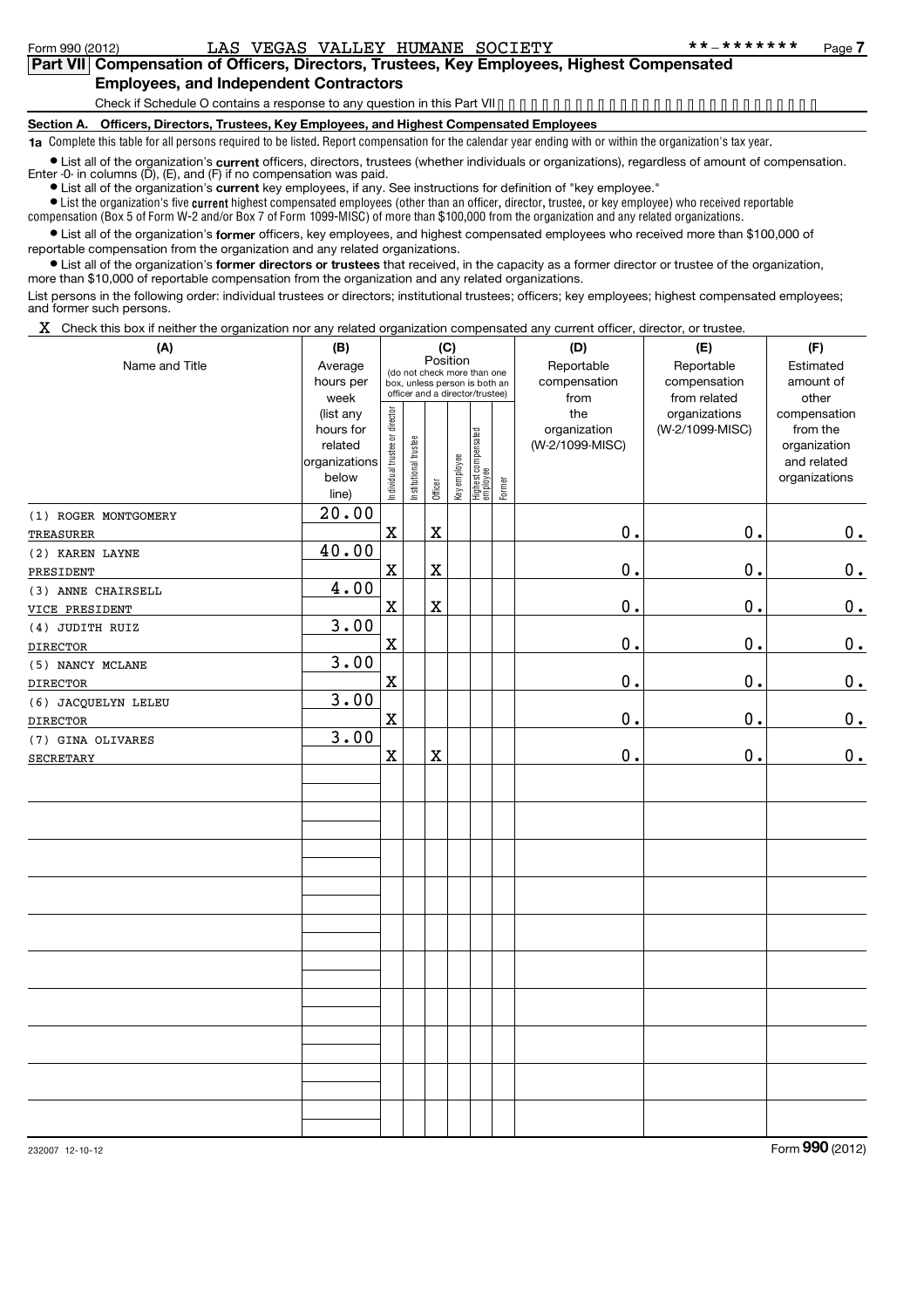Form 990 (2012) LAS VEGAS VALLEY HUMANE SOCIETY **-******* Page 7

## Part VII Compensation of Officers, Directors, Trustees, Key Employees, Highest Compensated Employees, and Independent Contractors

Check if Schedule O contains a response to any question in this Part VII

### Section A. Officers, Directors, Trustees, Key Employees, and Highest Compensated Employees

**1a** Complete this table for all persons required to be listed. Report compensation for the calendar year ending with or within the organization's tax year.

- List all of the organization's **current** officers, directors, trustees (whether individuals or organizations), regardless of amount of compensation. Enter -0- in columns (D), (E), and (F) if no compensation was paid.
- List all of the organization's **current** key employees, if any. See instructions for definition of "key employee."
- List the organization's five **current** highest compensated employees (other than an officer, director, trustee, or key employee) who received reportable compensation (Box 5 of Form W-2 and/or Box 7 of Form 1099-MISC) of more than $100,000 from the organization and any related organizations.
- List all of the organization's **former** officers, key employees, and highest compensated employees who received more than $100,000 of reportable compensation from the organization and any related organizations.
- List all of the organization's **former directors or trustees** that received, in the capacity as a former director or trustee of the organization, more than $10,000 of reportable compensation from the organization and any related organizations.

List persons in the following order: individual trustees or directors; institutional trustees; officers; key employees; highest compensated employees; and former such persons.

X Check this box if neither the organization nor any related organization compensated any current officer, director, or trustee.

| (A) Name and Title | (B) Average hours per week (list any hours for related organizations below line) | (C) Position: Individual trustee or director | Institutional trustee | Officer | Key employee | Highest compensated employee | Former | (D) Reportable compensation from the organization (W-2/1099-MISC) | (E) Reportable compensation from related organizations (W-2/1099-MISC) | (F) Estimated amount of other compensation from the organization and related organizations |
|---|---|---|---|---|---|---|---|---|---|---|
| (1) ROGER MONTGOMERY<br>TREASURER | 20.00 | X | | X | | | | 0. | 0. | 0. |
| (2) KAREN LAYNE<br>PRESIDENT | 40.00 | X | | X | | | | 0. | 0. | 0. |
| (3) ANNE CHAIRSELL<br>VICE PRESIDENT | 4.00 | X | | X | | | | 0. | 0. | 0. |
| (4) JUDITH RUIZ<br>DIRECTOR | 3.00 | X | | | | | | 0. | 0. | 0. |
| (5) NANCY MCLANE<br>DIRECTOR | 3.00 | X | | | | | | 0. | 0. | 0. |
| (6) JACQUELYN LELEU<br>DIRECTOR | 3.00 | X | | | | | | 0. | 0. | 0. |
| (7) GINA OLIVARES<br>SECRETARY | 3.00 | X | | X | | | | 0. | 0. | 0. |

232007 12-10-12 Form **990** (2012)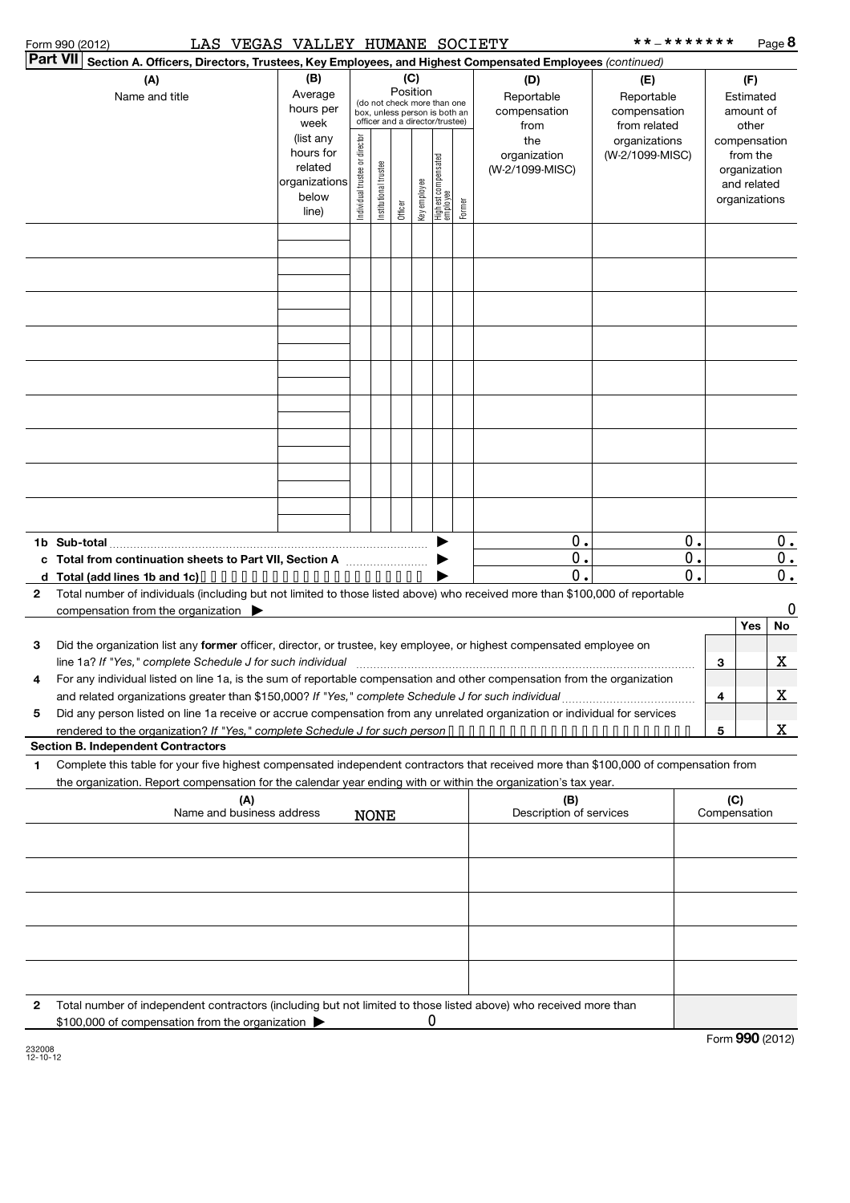Form 990 (2012) LAS VEGAS VALLEY HUMANE SOCIETY **-******* Page 8

**Part VII Section A. Officers, Directors, Trustees, Key Employees, and Highest Compensated Employees** *(continued)*

| (A) Name and title | (B) Average hours per week (list any hours for related organizations below line) | (C) Position (do not check more than one box, unless person is both an officer and a director/trustee) | | | | | | (D) Reportable compensation from the organization (W-2/1099-MISC) | (E) Reportable compensation from related organizations (W-2/1099-MISC) | (F) Estimated amount of other compensation from the organization and related organizations |
|---|---|---|---|---|---|---|---|---|---|---|
| | | Individual trustee or director | Institutional trustee | Officer | Key employee | Highest compensated employee | Former | | | |
| | | | | | | | | | | |
| | | | | | | | | | | |
| | | | | | | | | | | |
| | | | | | | | | | | |
| | | | | | | | | | | |
| | | | | | | | | | | |
| | | | | | | | | | | |
| | | | | | | | | | | |
| | | | | | | | | | | |
| **1b Sub-total** | | | | | | | | 0. | 0. | 0. |
| **c Total from continuation sheets to Part VII, Section A** | | | | | | | | 0. | 0. | 0. |
| **d Total (add lines 1b and 1c)** | | | | | | | | 0. | 0. | 0. |

**2** Total number of individuals (including but not limited to those listed above) who received more than $100,000 of reportable compensation from the organization ▶ 0

| | | | Yes | No |
|---|---|---|---|---|
| **3** | Did the organization list any **former** officer, director, or trustee, key employee, or highest compensated employee on line 1a? *If "Yes," complete Schedule J for such individual* | 3 | | X |
| **4** | For any individual listed on line 1a, is the sum of reportable compensation and other compensation from the organization and related organizations greater than $150,000? *If "Yes," complete Schedule J for such individual* | 4 | | X |
| **5** | Did any person listed on line 1a receive or accrue compensation from any unrelated organization or individual for services rendered to the organization? *If "Yes," complete Schedule J for such person* | 5 | | X |

**Section B. Independent Contractors**

**1** Complete this table for your five highest compensated independent contractors that received more than $100,000 of compensation from the organization. Report compensation for the calendar year ending with or within the organization's tax year.

| (A) Name and business address | (B) Description of services | (C) Compensation |
|---|---|---|
| NONE | | |
| | | |
| | | |
| | | |
| | | |

**2** Total number of independent contractors (including but not limited to those listed above) who received more than $100,000 of compensation from the organization ▶ 0

Form **990** (2012)

232008 12-10-12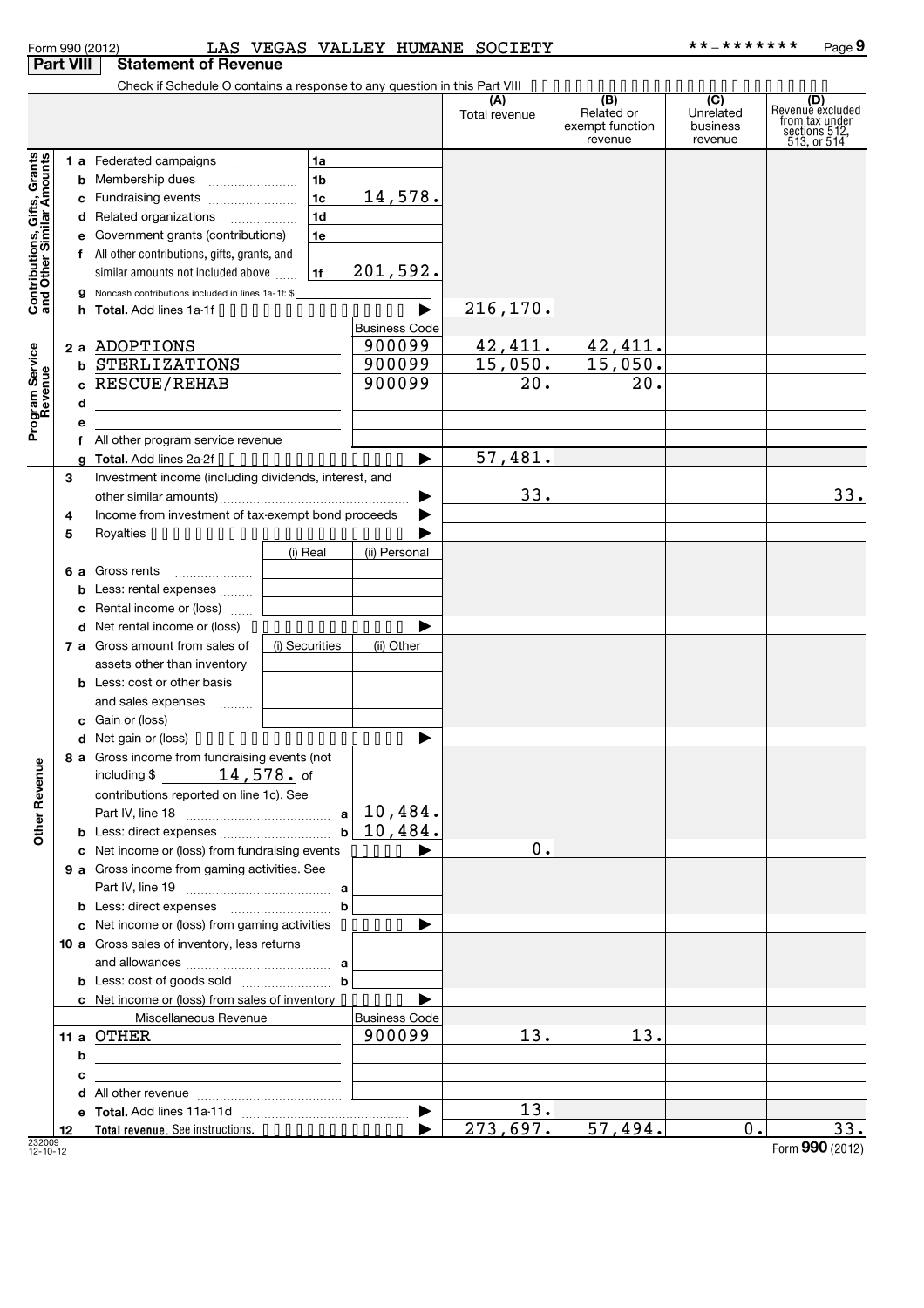Form 990 (2012) LAS VEGAS VALLEY HUMANE SOCIETY **-******* Page 9

## Part VIII Statement of Revenue

Check if Schedule O contains a response to any question in this Part VIII

| | | | | (A) Total revenue | (B) Related or exempt function revenue | (C) Unrelated business revenue | (D) Revenue excluded from tax under sections 512, 513, or 514 |
|---|---|---|---|---|---|---|---|
| **Contributions, Gifts, Grants and Other Similar Amounts** | 1 a Federated campaigns | 1a | | | | | |
| | b Membership dues | 1b | | | | | |
| | c Fundraising events | 1c | 14,578. | | | | |
| | d Related organizations | 1d | | | | | |
| | e Government grants (contributions) | 1e | | | | | |
| | f All other contributions, gifts, grants, and similar amounts not included above | 1f | 201,592. | | | | |
| | g Noncash contributions included in lines 1a-1f: $ | | | | | | |
| | h **Total.** Add lines 1a-1f | | ▶ | 216,170. | | | |
| **Program Service Revenue** | | | Business Code | | | | |
| | 2 a ADOPTIONS | | 900099 | 42,411. | 42,411. | | |
| | b STERLIZATIONS | | 900099 | 15,050. | 15,050. | | |
| | c RESCUE/REHAB | | 900099 | 20. | 20. | | |
| | d | | | | | | |
| | e | | | | | | |
| | f All other program service revenue | | | | | | |
| | g **Total.** Add lines 2a-2f | | ▶ | 57,481. | | | |
| **Other Revenue** | 3 Investment income (including dividends, interest, and other similar amounts) | | ▶ | 33. | | | 33. |
| | 4 Income from investment of tax-exempt bond proceeds | | ▶ | | | | |
| | 5 Royalties | | ▶ | | | | |
| | | (i) Real | (ii) Personal | | | | |
| | 6 a Gross rents | | | | | | |
| | b Less: rental expenses | | | | | | |
| | c Rental income or (loss) | | | | | | |
| | d Net rental income or (loss) | | ▶ | | | | |
| | 7 a Gross amount from sales of assets other than inventory | (i) Securities | (ii) Other | | | | |
| | b Less: cost or other basis and sales expenses | | | | | | |
| | c Gain or (loss) | | | | | | |
| | d Net gain or (loss) | | ▶ | | | | |
| | 8 a Gross income from fundraising events (not including $ 14,578. of contributions reported on line 1c). See Part IV, line 18 | a | 10,484. | | | | |
| | b Less: direct expenses | b | 10,484. | | | | |
| | c Net income or (loss) from fundraising events | | ▶ | 0. | | | |
| | 9 a Gross income from gaming activities. See Part IV, line 19 | a | | | | | |
| | b Less: direct expenses | b | | | | | |
| | c Net income or (loss) from gaming activities | | ▶ | | | | |
| | 10 a Gross sales of inventory, less returns and allowances | a | | | | | |
| | b Less: cost of goods sold | b | | | | | |
| | c Net income or (loss) from sales of inventory | | ▶ | | | | |
| | Miscellaneous Revenue | | Business Code | | | | |
| | 11 a OTHER | | 900099 | 13. | 13. | | |
| | b | | | | | | |
| | c | | | | | | |
| | d All other revenue | | | | | | |
| | e **Total.** Add lines 11a-11d | | ▶ | 13. | | | |
| | 12 **Total revenue.** See instructions. | | ▶ | 273,697. | 57,494. | 0. | 33. |

232009 12-10-12

Form **990** (2012)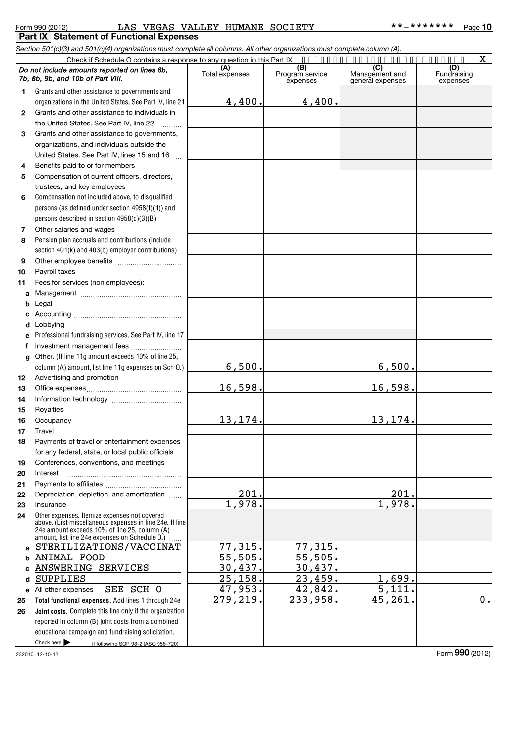Form 990 (2012) LAS VEGAS VALLEY HUMANE SOCIETY **-******* Page 10

## Part IX Statement of Functional Expenses

*Section 501(c)(3) and 501(c)(4) organizations must complete all columns. All other organizations must complete column (A).*

Check if Schedule O contains a response to any question in this Part IX ..... X

| *Do not include amounts reported on lines 6b, 7b, 8b, 9b, and 10b of Part VIII.* | (A) Total expenses | (B) Program service expenses | (C) Management and general expenses | (D) Fundraising expenses |
|---|---|---|---|---|
| 1 Grants and other assistance to governments and organizations in the United States. See Part IV, line 21 | 4,400. | 4,400. | | |
| 2 Grants and other assistance to individuals in the United States. See Part IV, line 22 | | | | |
| 3 Grants and other assistance to governments, organizations, and individuals outside the United States. See Part IV, lines 15 and 16 | | | | |
| 4 Benefits paid to or for members | | | | |
| 5 Compensation of current officers, directors, trustees, and key employees | | | | |
| 6 Compensation not included above, to disqualified persons (as defined under section 4958(f)(1)) and persons described in section 4958(c)(3)(B) | | | | |
| 7 Other salaries and wages | | | | |
| 8 Pension plan accruals and contributions (include section 401(k) and 403(b) employer contributions) | | | | |
| 9 Other employee benefits | | | | |
| 10 Payroll taxes | | | | |
| 11 Fees for services (non-employees): | | | | |
| a Management | | | | |
| b Legal | | | | |
| c Accounting | | | | |
| d Lobbying | | | | |
| e Professional fundraising services. See Part IV, line 17 | | | | |
| f Investment management fees | | | | |
| g Other. (If line 11g amount exceeds 10% of line 25, column (A) amount, list line 11g expenses on Sch O.) | 6,500. | | 6,500. | |
| 12 Advertising and promotion | | | | |
| 13 Office expenses | 16,598. | | 16,598. | |
| 14 Information technology | | | | |
| 15 Royalties | | | | |
| 16 Occupancy | 13,174. | | 13,174. | |
| 17 Travel | | | | |
| 18 Payments of travel or entertainment expenses for any federal, state, or local public officials | | | | |
| 19 Conferences, conventions, and meetings | | | | |
| 20 Interest | | | | |
| 21 Payments to affiliates | | | | |
| 22 Depreciation, depletion, and amortization | 201. | | 201. | |
| 23 Insurance | 1,978. | | 1,978. | |
| 24 Other expenses. Itemize expenses not covered above. (List miscellaneous expenses in line 24e. If line 24e amount exceeds 10% of line 25, column (A) amount, list line 24e expenses on Schedule O.) | | | | |
| a STERILIZATIONS/VACCINAT | 77,315. | 77,315. | | |
| b ANIMAL FOOD | 55,505. | 55,505. | | |
| c ANSWERING SERVICES | 30,437. | 30,437. | | |
| d SUPPLIES | 25,158. | 23,459. | 1,699. | |
| e All other expenses SEE SCH O | 47,953. | 42,842. | 5,111. | |
| 25 **Total functional expenses.** Add lines 1 through 24e | 279,219. | 233,958. | 45,261. | 0. |
| 26 **Joint costs.** Complete this line only if the organization reported in column (B) joint costs from a combined educational campaign and fundraising solicitation. Check here ▶ ☐ if following SOP 98-2 (ASC 958-720) | | | | |

232010 12-10-12 Form **990** (2012)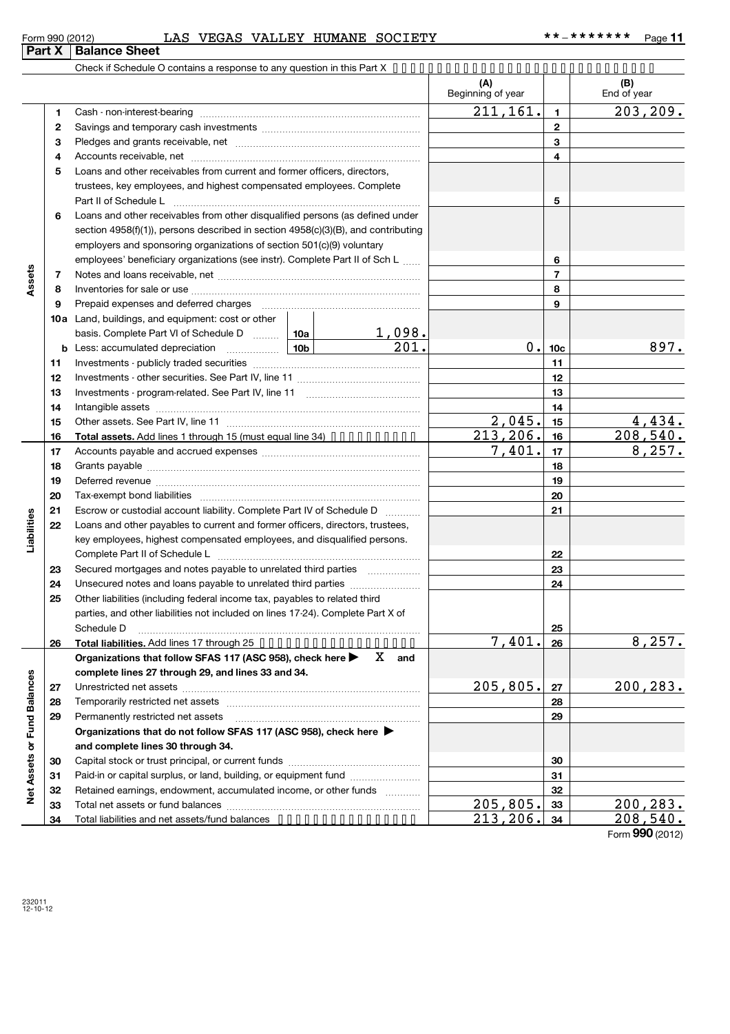Form 990 (2012) LAS VEGAS VALLEY HUMANE SOCIETY **-******* Page 11

## Part X Balance Sheet

Check if Schedule O contains a response to any question in this Part X

| | | | | | (A) Beginning of year | | (B) End of year |
|---|---|---|---|---|---|---|---|
| Assets | 1 | Cash - non-interest-bearing | | | 211,161. | 1 | 203,209. |
| | 2 | Savings and temporary cash investments | | | | 2 | |
| | 3 | Pledges and grants receivable, net | | | | 3 | |
| | 4 | Accounts receivable, net | | | | 4 | |
| | 5 | Loans and other receivables from current and former officers, directors, trustees, key employees, and highest compensated employees. Complete Part II of Schedule L | | | | 5 | |
| | 6 | Loans and other receivables from other disqualified persons (as defined under section 4958(f)(1)), persons described in section 4958(c)(3)(B), and contributing employers and sponsoring organizations of section 501(c)(9) voluntary employees' beneficiary organizations (see instr). Complete Part II of Sch L | | | | 6 | |
| | 7 | Notes and loans receivable, net | | | | 7 | |
| | 8 | Inventories for sale or use | | | | 8 | |
| | 9 | Prepaid expenses and deferred charges | | | | 9 | |
| | 10a | Land, buildings, and equipment: cost or other basis. Complete Part VI of Schedule D | 10a | 1,098. | | | |
| | b | Less: accumulated depreciation | 10b | 201. | 0. | 10c | 897. |
| | 11 | Investments - publicly traded securities | | | | 11 | |
| | 12 | Investments - other securities. See Part IV, line 11 | | | | 12 | |
| | 13 | Investments - program-related. See Part IV, line 11 | | | | 13 | |
| | 14 | Intangible assets | | | | 14 | |
| | 15 | Other assets. See Part IV, line 11 | | | 2,045. | 15 | 4,434. |
| | 16 | **Total assets.** Add lines 1 through 15 (must equal line 34) | | | 213,206. | 16 | 208,540. |
| Liabilities | 17 | Accounts payable and accrued expenses | | | 7,401. | 17 | 8,257. |
| | 18 | Grants payable | | | | 18 | |
| | 19 | Deferred revenue | | | | 19 | |
| | 20 | Tax-exempt bond liabilities | | | | 20 | |
| | 21 | Escrow or custodial account liability. Complete Part IV of Schedule D | | | | 21 | |
| | 22 | Loans and other payables to current and former officers, directors, trustees, key employees, highest compensated employees, and disqualified persons. Complete Part II of Schedule L | | | | 22 | |
| | 23 | Secured mortgages and notes payable to unrelated third parties | | | | 23 | |
| | 24 | Unsecured notes and loans payable to unrelated third parties | | | | 24 | |
| | 25 | Other liabilities (including federal income tax, payables to related third parties, and other liabilities not included on lines 17-24). Complete Part X of Schedule D | | | | 25 | |
| | 26 | **Total liabilities.** Add lines 17 through 25 | | | 7,401. | 26 | 8,257. |
| Net Assets or Fund Balances | | **Organizations that follow SFAS 117 (ASC 958), check here ▶** X **and complete lines 27 through 29, and lines 33 and 34.** | | | | | |
| | 27 | Unrestricted net assets | | | 205,805. | 27 | 200,283. |
| | 28 | Temporarily restricted net assets | | | | 28 | |
| | 29 | Permanently restricted net assets | | | | 29 | |
| | | **Organizations that do not follow SFAS 117 (ASC 958), check here ▶ and complete lines 30 through 34.** | | | | | |
| | 30 | Capital stock or trust principal, or current funds | | | | 30 | |
| | 31 | Paid-in or capital surplus, or land, building, or equipment fund | | | | 31 | |
| | 32 | Retained earnings, endowment, accumulated income, or other funds | | | | 32 | |
| | 33 | Total net assets or fund balances | | | 205,805. | 33 | 200,283. |
| | 34 | Total liabilities and net assets/fund balances | | | 213,206. | 34 | 208,540. |

Form **990** (2012)

232011
12-10-12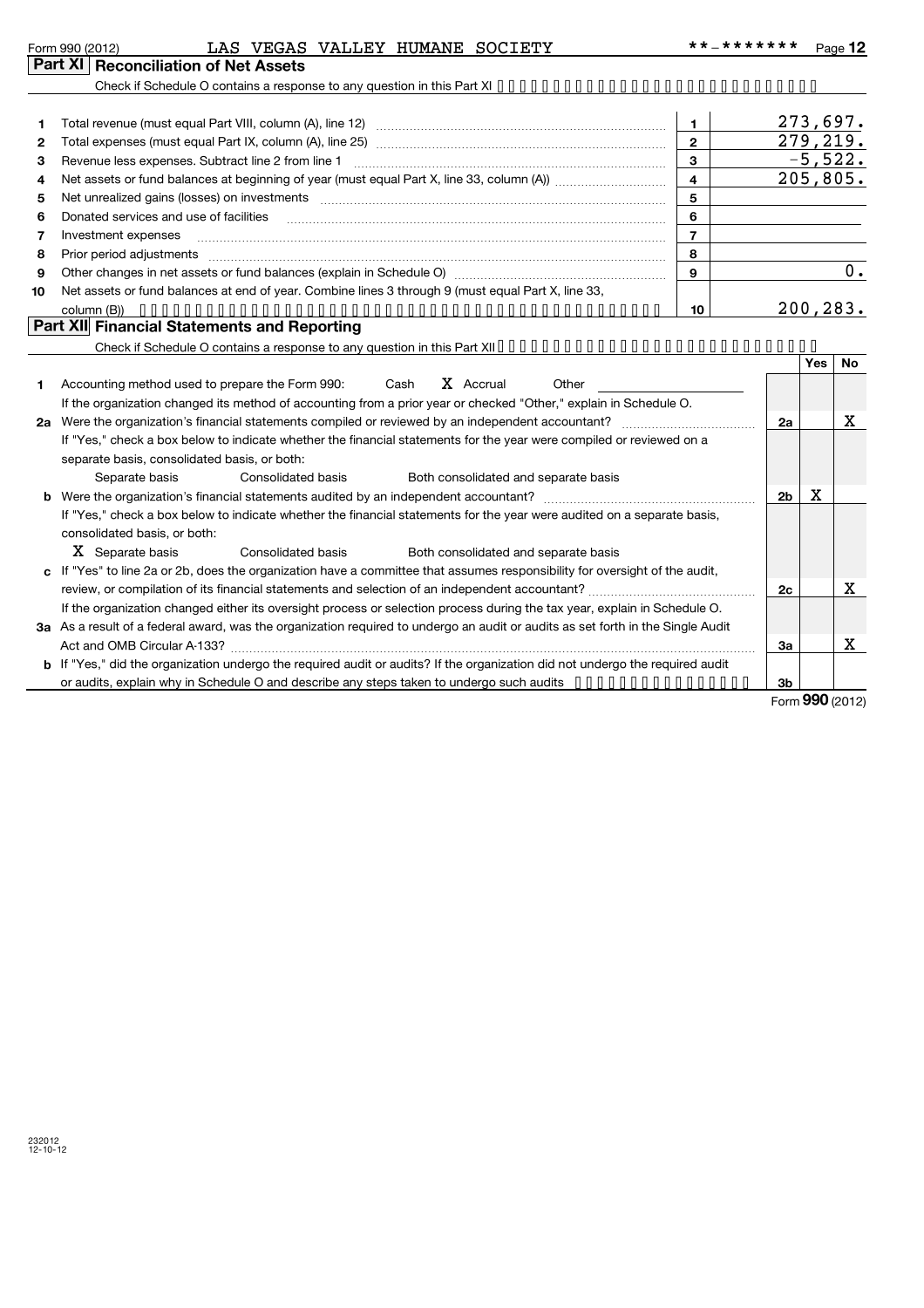Form 990 (2012) LAS VEGAS VALLEY HUMANE SOCIETY **-******* Page 12

## Part XI Reconciliation of Net Assets

Check if Schedule O contains a response to any question in this Part XI

| | | | |
|---|---|---|---|
| 1 | Total revenue (must equal Part VIII, column (A), line 12) | 1 | 273,697. |
| 2 | Total expenses (must equal Part IX, column (A), line 25) | 2 | 279,219. |
| 3 | Revenue less expenses. Subtract line 2 from line 1 | 3 | -5,522. |
| 4 | Net assets or fund balances at beginning of year (must equal Part X, line 33, column (A)) | 4 | 205,805. |
| 5 | Net unrealized gains (losses) on investments | 5 | |
| 6 | Donated services and use of facilities | 6 | |
| 7 | Investment expenses | 7 | |
| 8 | Prior period adjustments | 8 | |
| 9 | Other changes in net assets or fund balances (explain in Schedule O) | 9 | 0. |
| 10 | Net assets or fund balances at end of year. Combine lines 3 through 9 (must equal Part X, line 33, column (B)) | 10 | 200,283. |

## Part XII Financial Statements and Reporting

Check if Schedule O contains a response to any question in this Part XII

| | | | Yes | No |
|---|---|---|---|---|
| 1 | Accounting method used to prepare the Form 990: Cash **X** Accrual Other<br>If the organization changed its method of accounting from a prior year or checked "Other," explain in Schedule O. | | | |
| 2a | Were the organization's financial statements compiled or reviewed by an independent accountant?<br>If "Yes," check a box below to indicate whether the financial statements for the year were compiled or reviewed on a separate basis, consolidated basis, or both:<br>Separate basis Consolidated basis Both consolidated and separate basis | 2a | | X |
| b | Were the organization's financial statements audited by an independent accountant?<br>If "Yes," check a box below to indicate whether the financial statements for the year were audited on a separate basis, consolidated basis, or both:<br>**X** Separate basis Consolidated basis Both consolidated and separate basis | 2b | X | |
| c | If "Yes" to line 2a or 2b, does the organization have a committee that assumes responsibility for oversight of the audit, review, or compilation of its financial statements and selection of an independent accountant?<br>If the organization changed either its oversight process or selection process during the tax year, explain in Schedule O. | 2c | | X |
| 3a | As a result of a federal award, was the organization required to undergo an audit or audits as set forth in the Single Audit Act and OMB Circular A-133? | 3a | | X |
| b | If "Yes," did the organization undergo the required audit or audits? If the organization did not undergo the required audit or audits, explain why in Schedule O and describe any steps taken to undergo such audits | 3b | | |

Form **990** (2012)

232012 12-10-12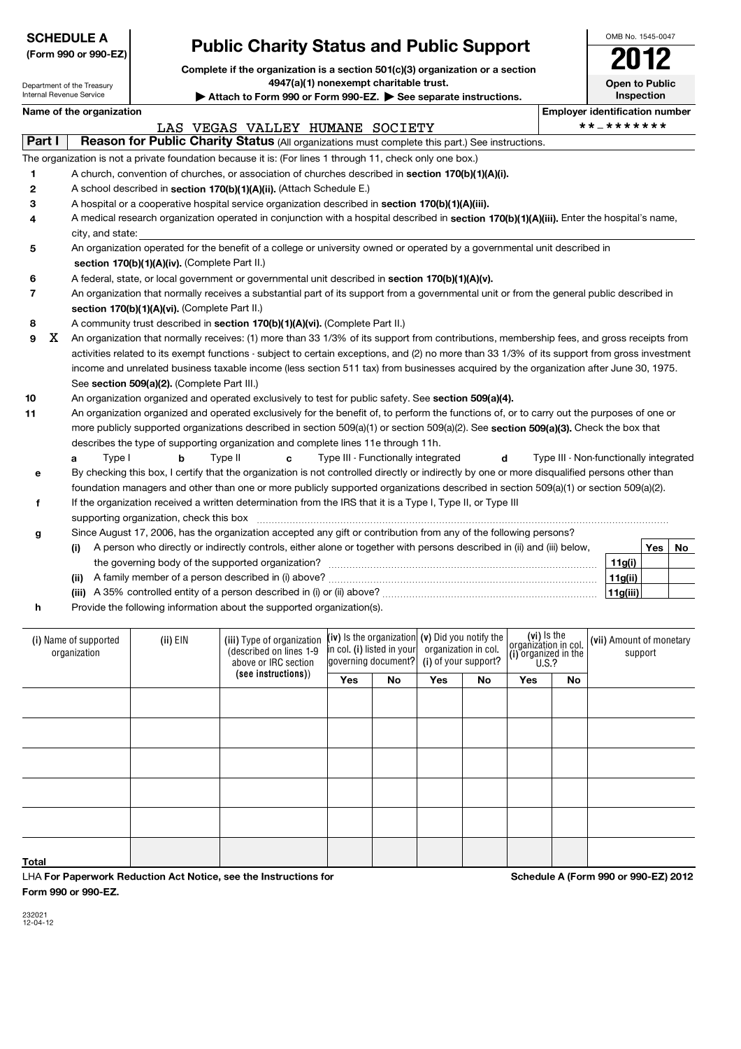**SCHEDULE A**
**(Form 990 or 990-EZ)**

Department of the Treasury
Internal Revenue Service

# Public Charity Status and Public Support

**Complete if the organization is a section 501(c)(3) organization or a section 4947(a)(1) nonexempt charitable trust.**

**▶ Attach to Form 990 or Form 990-EZ. ▶ See separate instructions.**

OMB No. 1545-0047

**2012**

**Open to Public Inspection**

**Name of the organization**
LAS VEGAS VALLEY HUMANE SOCIETY

**Employer identification number**
**-*******

## Part I Reason for Public Charity Status (All organizations must complete this part.) See instructions.

The organization is not a private foundation because it is: (For lines 1 through 11, check only one box.)

1. A church, convention of churches, or association of churches described in **section 170(b)(1)(A)(i).**
2. A school described in **section 170(b)(1)(A)(ii).** (Attach Schedule E.)
3. A hospital or a cooperative hospital service organization described in **section 170(b)(1)(A)(iii).**
4. A medical research organization operated in conjunction with a hospital described in **section 170(b)(1)(A)(iii).** Enter the hospital's name, city, and state:
5. An organization operated for the benefit of a college or university owned or operated by a governmental unit described in **section 170(b)(1)(A)(iv).** (Complete Part II.)
6. A federal, state, or local government or governmental unit described in **section 170(b)(1)(A)(v).**
7. An organization that normally receives a substantial part of its support from a governmental unit or from the general public described in **section 170(b)(1)(A)(vi).** (Complete Part II.)
8. A community trust described in **section 170(b)(1)(A)(vi).** (Complete Part II.)
9. X An organization that normally receives: (1) more than 33 1/3% of its support from contributions, membership fees, and gross receipts from activities related to its exempt functions - subject to certain exceptions, and (2) no more than 33 1/3% of its support from gross investment income and unrelated business taxable income (less section 511 tax) from businesses acquired by the organization after June 30, 1975. See **section 509(a)(2).** (Complete Part III.)
10. An organization organized and operated exclusively to test for public safety. See **section 509(a)(4).**
11. An organization organized and operated exclusively for the benefit of, to perform the functions of, or to carry out the purposes of one or more publicly supported organizations described in section 509(a)(1) or section 509(a)(2). See **section 509(a)(3).** Check the box that describes the type of supporting organization and complete lines 11e through 11h.
   - **a** Type I **b** Type II **c** Type III - Functionally integrated **d** Type III - Non-functionally integrated
   - **e** By checking this box, I certify that the organization is not controlled directly or indirectly by one or more disqualified persons other than foundation managers and other than one or more publicly supported organizations described in section 509(a)(1) or section 509(a)(2).
   - **f** If the organization received a written determination from the IRS that it is a Type I, Type II, or Type III supporting organization, check this box
   - **g** Since August 17, 2006, has the organization accepted any gift or contribution from any of the following persons?

| | | Yes | No |
|---|---|---|---|
| (i) A person who directly or indirectly controls, either alone or together with persons described in (ii) and (iii) below, the governing body of the supported organization? | 11g(i) | | |
| (ii) A family member of a person described in (i) above? | 11g(ii) | | |
| (iii) A 35% controlled entity of a person described in (i) or (ii) above? | 11g(iii) | | |

   - **h** Provide the following information about the supported organization(s).

| (i) Name of supported organization | (ii) EIN | (iii) Type of organization (described on lines 1-9 above or IRC section (see instructions)) | (iv) Is the organization in col. (i) listed in your governing document? | | (v) Did you notify the organization in col. (i) of your support? | | (vi) Is the organization in col. (i) organized in the U.S.? | | (vii) Amount of monetary support |
|---|---|---|---|---|---|---|---|---|---|
| | | | Yes | No | Yes | No | Yes | No | |
| | | | | | | | | | |
| | | | | | | | | | |
| | | | | | | | | | |
| | | | | | | | | | |
| | | | | | | | | | |
| Total | | | | | | | | | |

LHA **For Paperwork Reduction Act Notice, see the Instructions for Form 990 or 990-EZ.**

**Schedule A (Form 990 or 990-EZ) 2012**

232021
12-04-12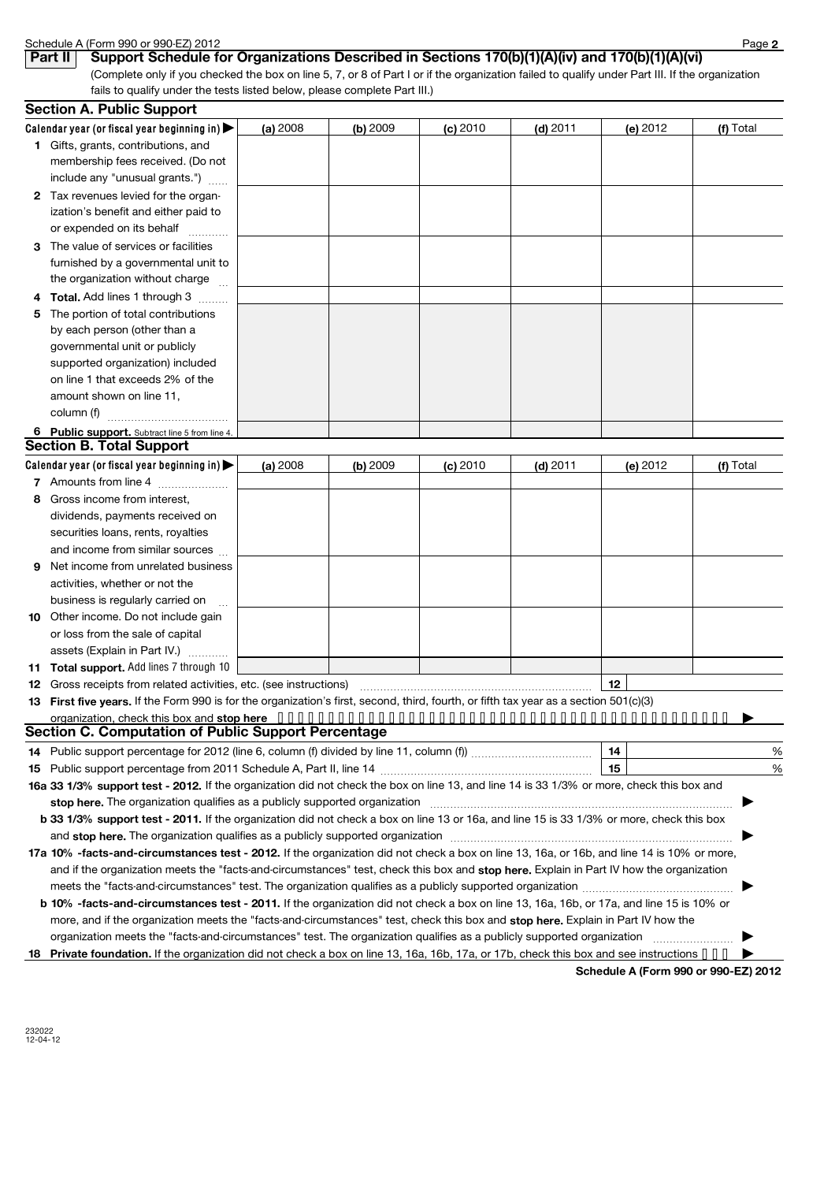## Part II Support Schedule for Organizations Described in Sections 170(b)(1)(A)(iv) and 170(b)(1)(A)(vi)

(Complete only if you checked the box on line 5, 7, or 8 of Part I or if the organization failed to qualify under Part III. If the organization fails to qualify under the tests listed below, please complete Part III.)

### Section A. Public Support

| Calendar year (or fiscal year beginning in) ▶ | (a) 2008 | (b) 2009 | (c) 2010 | (d) 2011 | (e) 2012 | (f) Total |
|---|---|---|---|---|---|---|
| **1** Gifts, grants, contributions, and membership fees received. (Do not include any "unusual grants.") | | | | | | |
| **2** Tax revenues levied for the organization's benefit and either paid to or expended on its behalf | | | | | | |
| **3** The value of services or facilities furnished by a governmental unit to the organization without charge | | | | | | |
| **4** **Total.** Add lines 1 through 3 | | | | | | |
| **5** The portion of total contributions by each person (other than a governmental unit or publicly supported organization) included on line 1 that exceeds 2% of the amount shown on line 11, column (f) | | | | | | |
| **6** **Public support.** Subtract line 5 from line 4. | | | | | | |

### Section B. Total Support

| Calendar year (or fiscal year beginning in) ▶ | (a) 2008 | (b) 2009 | (c) 2010 | (d) 2011 | (e) 2012 | (f) Total |
|---|---|---|---|---|---|---|
| **7** Amounts from line 4 | | | | | | |
| **8** Gross income from interest, dividends, payments received on securities loans, rents, royalties and income from similar sources | | | | | | |
| **9** Net income from unrelated business activities, whether or not the business is regularly carried on | | | | | | |
| **10** Other income. Do not include gain or loss from the sale of capital assets (Explain in Part IV.) | | | | | | |
| **11** **Total support.** Add lines 7 through 10 | | | | | | |

**12** Gross receipts from related activities, etc. (see instructions) **12**

**13** **First five years.** If the Form 990 is for the organization's first, second, third, fourth, or fifth tax year as a section 501(c)(3) organization, check this box and **stop here** ▶

### Section C. Computation of Public Support Percentage

**14** Public support percentage for 2012 (line 6, column (f) divided by line 11, column (f)) **14** %

**15** Public support percentage from 2011 Schedule A, Part II, line 14 **15** %

**16a** **33 1/3% support test - 2012.** If the organization did not check the box on line 13, and line 14 is 33 1/3% or more, check this box and **stop here.** The organization qualifies as a publicly supported organization ▶

**b** **33 1/3% support test - 2011.** If the organization did not check a box on line 13 or 16a, and line 15 is 33 1/3% or more, check this box and **stop here.** The organization qualifies as a publicly supported organization ▶

**17a** **10% -facts-and-circumstances test - 2012.** If the organization did not check a box on line 13, 16a, or 16b, and line 14 is 10% or more, and if the organization meets the "facts-and-circumstances" test, check this box and **stop here.** Explain in Part IV how the organization meets the "facts-and-circumstances" test. The organization qualifies as a publicly supported organization ▶

**b** **10% -facts-and-circumstances test - 2011.** If the organization did not check a box on line 13, 16a, 16b, or 17a, and line 15 is 10% or more, and if the organization meets the "facts-and-circumstances" test, check this box and **stop here.** Explain in Part IV how the organization meets the "facts-and-circumstances" test. The organization qualifies as a publicly supported organization ▶

**18** **Private foundation.** If the organization did not check a box on line 13, 16a, 16b, 17a, or 17b, check this box and see instructions ▶

**Schedule A (Form 990 or 990-EZ) 2012**

232022
12-04-12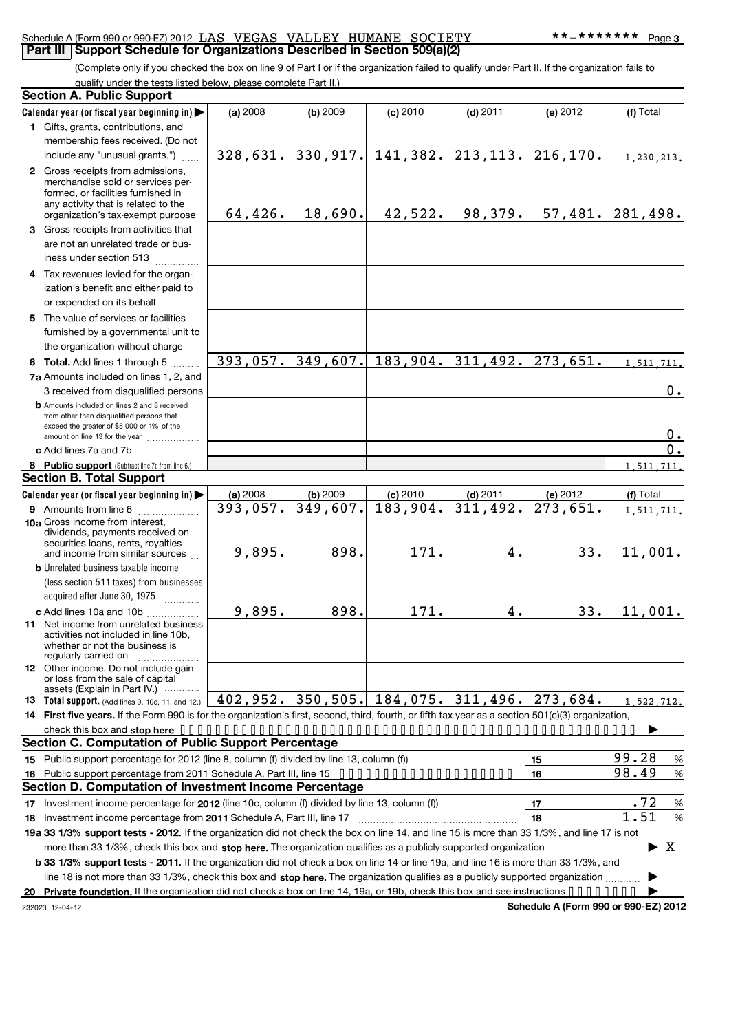Schedule A (Form 990 or 990-EZ) 2012 LAS VEGAS VALLEY HUMANE SOCIETY **-******* Page 3

## Part III Support Schedule for Organizations Described in Section 509(a)(2)

(Complete only if you checked the box on line 9 of Part I or if the organization failed to qualify under Part II. If the organization fails to qualify under the tests listed below, please complete Part II.)

### Section A. Public Support

| Calendar year (or fiscal year beginning in) ▶ | (a) 2008 | (b) 2009 | (c) 2010 | (d) 2011 | (e) 2012 | (f) Total |
|---|---|---|---|---|---|---|
| 1 Gifts, grants, contributions, and membership fees received. (Do not include any "unusual grants.") | 328,631. | 330,917. | 141,382. | 213,113. | 216,170. | 1,230,213. |
| 2 Gross receipts from admissions, merchandise sold or services performed, or facilities furnished in any activity that is related to the organization's tax-exempt purpose | 64,426. | 18,690. | 42,522. | 98,379. | 57,481. | 281,498. |
| 3 Gross receipts from activities that are not an unrelated trade or business under section 513 | | | | | | |
| 4 Tax revenues levied for the organization's benefit and either paid to or expended on its behalf | | | | | | |
| 5 The value of services or facilities furnished by a governmental unit to the organization without charge | | | | | | |
| 6 **Total.** Add lines 1 through 5 | 393,057. | 349,607. | 183,904. | 311,492. | 273,651. | 1,511,711. |
| 7a Amounts included on lines 1, 2, and 3 received from disqualified persons | | | | | | 0. |
| b Amounts included on lines 2 and 3 received from other than disqualified persons that exceed the greater of $5,000 or 1% of the amount on line 13 for the year | | | | | | 0. |
| c Add lines 7a and 7b | | | | | | 0. |
| 8 **Public support** (Subtract line 7c from line 6.) | | | | | | 1,511,711. |

### Section B. Total Support

| Calendar year (or fiscal year beginning in) ▶ | (a) 2008 | (b) 2009 | (c) 2010 | (d) 2011 | (e) 2012 | (f) Total |
|---|---|---|---|---|---|---|
| 9 Amounts from line 6 | 393,057. | 349,607. | 183,904. | 311,492. | 273,651. | 1,511,711. |
| 10a Gross income from interest, dividends, payments received on securities loans, rents, royalties and income from similar sources | 9,895. | 898. | 171. | 4. | 33. | 11,001. |
| b Unrelated business taxable income (less section 511 taxes) from businesses acquired after June 30, 1975 | | | | | | |
| c Add lines 10a and 10b | 9,895. | 898. | 171. | 4. | 33. | 11,001. |
| 11 Net income from unrelated business activities not included in line 10b, whether or not the business is regularly carried on | | | | | | |
| 12 Other income. Do not include gain or loss from the sale of capital assets (Explain in Part IV.) | | | | | | |
| 13 **Total support.** (Add lines 9, 10c, 11, and 12.) | 402,952. | 350,505. | 184,075. | 311,496. | 273,684. | 1,522,712. |

14 **First five years.** If the Form 990 is for the organization's first, second, third, fourth, or fifth tax year as a section 501(c)(3) organization, check this box and **stop here** ▶

### Section C. Computation of Public Support Percentage

| | | | |
|---|---|---|---|
| 15 Public support percentage for 2012 (line 8, column (f) divided by line 13, column (f)) | 15 | 99.28 | % |
| 16 Public support percentage from 2011 Schedule A, Part III, line 15 | 16 | 98.49 | % |

### Section D. Computation of Investment Income Percentage

| | | | |
|---|---|---|---|
| 17 Investment income percentage for **2012** (line 10c, column (f) divided by line 13, column (f)) | 17 | .72 | % |
| 18 Investment income percentage from **2011** Schedule A, Part III, line 17 | 18 | 1.51 | % |

**19a 33 1/3% support tests - 2012.** If the organization did not check the box on line 14, and line 15 is more than 33 1/3%, and line 17 is not more than 33 1/3%, check this box and **stop here.** The organization qualifies as a publicly supported organization ▶ X

**b 33 1/3% support tests - 2011.** If the organization did not check a box on line 14 or line 19a, and line 16 is more than 33 1/3%, and line 18 is not more than 33 1/3%, check this box and **stop here.** The organization qualifies as a publicly supported organization ▶

**20 Private foundation.** If the organization did not check a box on line 14, 19a, or 19b, check this box and see instructions ▶

232023 12-04-12 **Schedule A (Form 990 or 990-EZ) 2012**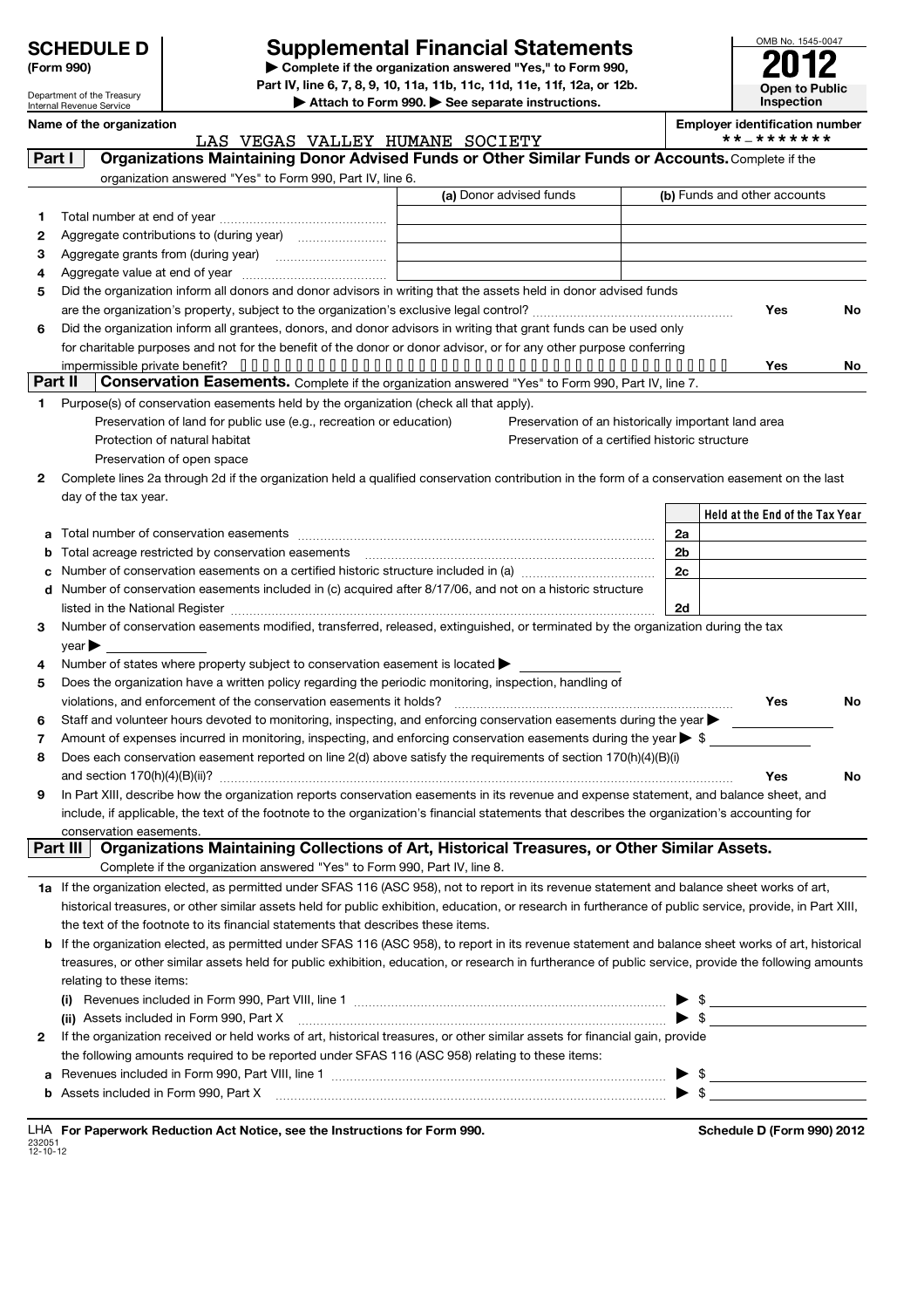# SCHEDULE D (Form 990)

Department of the Treasury
Internal Revenue Service

## Supplemental Financial Statements

▶ Complete if the organization answered "Yes," to Form 990, Part IV, line 6, 7, 8, 9, 10, 11a, 11b, 11c, 11d, 11e, 11f, 12a, or 12b.
▶ Attach to Form 990. ▶ See separate instructions.

OMB No. 1545-0047
**2012**
**Open to Public Inspection**

**Name of the organization**
LAS VEGAS VALLEY HUMANE SOCIETY

**Employer identification number**
**-*******

## Part I Organizations Maintaining Donor Advised Funds or Other Similar Funds or Accounts.

Complete if the organization answered "Yes" to Form 990, Part IV, line 6.

| | | (a) Donor advised funds | (b) Funds and other accounts |
|---|---|---|---|
| 1 | Total number at end of year | | |
| 2 | Aggregate contributions to (during year) | | |
| 3 | Aggregate grants from (during year) | | |
| 4 | Aggregate value at end of year | | |

5 Did the organization inform all donors and donor advisors in writing that the assets held in donor advised funds are the organization's property, subject to the organization's exclusive legal control? Yes No

6 Did the organization inform all grantees, donors, and donor advisors in writing that grant funds can be used only for charitable purposes and not for the benefit of the donor or donor advisor, or for any other purpose conferring impermissible private benefit? Yes No

## Part II Conservation Easements.

Complete if the organization answered "Yes" to Form 990, Part IV, line 7.

1 Purpose(s) of conservation easements held by the organization (check all that apply).

- Preservation of land for public use (e.g., recreation or education)
- Protection of natural habitat
- Preservation of open space
- Preservation of an historically important land area
- Preservation of a certified historic structure

2 Complete lines 2a through 2d if the organization held a qualified conservation contribution in the form of a conservation easement on the last day of the tax year.

| | | | Held at the End of the Tax Year |
|---|---|---|---|
| a | Total number of conservation easements | 2a | |
| b | Total acreage restricted by conservation easements | 2b | |
| c | Number of conservation easements on a certified historic structure included in (a) | 2c | |
| d | Number of conservation easements included in (c) acquired after 8/17/06, and not on a historic structure listed in the National Register | 2d | |

3 Number of conservation easements modified, transferred, released, extinguished, or terminated by the organization during the tax year ▶

4 Number of states where property subject to conservation easement is located ▶

5 Does the organization have a written policy regarding the periodic monitoring, inspection, handling of violations, and enforcement of the conservation easements it holds? Yes No

6 Staff and volunteer hours devoted to monitoring, inspecting, and enforcing conservation easements during the year ▶

7 Amount of expenses incurred in monitoring, inspecting, and enforcing conservation easements during the year ▶ $

8 Does each conservation easement reported on line 2(d) above satisfy the requirements of section 170(h)(4)(B)(i) and section 170(h)(4)(B)(ii)? Yes No

9 In Part XIII, describe how the organization reports conservation easements in its revenue and expense statement, and balance sheet, and include, if applicable, the text of the footnote to the organization's financial statements that describes the organization's accounting for conservation easements.

## Part III Organizations Maintaining Collections of Art, Historical Treasures, or Other Similar Assets.

Complete if the organization answered "Yes" to Form 990, Part IV, line 8.

1a If the organization elected, as permitted under SFAS 116 (ASC 958), not to report in its revenue statement and balance sheet works of art, historical treasures, or other similar assets held for public exhibition, education, or research in furtherance of public service, provide, in Part XIII, the text of the footnote to its financial statements that describes these items.

b If the organization elected, as permitted under SFAS 116 (ASC 958), to report in its revenue statement and balance sheet works of art, historical treasures, or other similar assets held for public exhibition, education, or research in furtherance of public service, provide the following amounts relating to these items:

(i) Revenues included in Form 990, Part VIII, line 1 ▶ $

(ii) Assets included in Form 990, Part X ▶ $

2 If the organization received or held works of art, historical treasures, or other similar assets for financial gain, provide the following amounts required to be reported under SFAS 116 (ASC 958) relating to these items:

a Revenues included in Form 990, Part VIII, line 1 ▶ $

b Assets included in Form 990, Part X ▶ $

LHA For Paperwork Reduction Act Notice, see the Instructions for Form 990.

232051
12-10-12

Schedule D (Form 990) 2012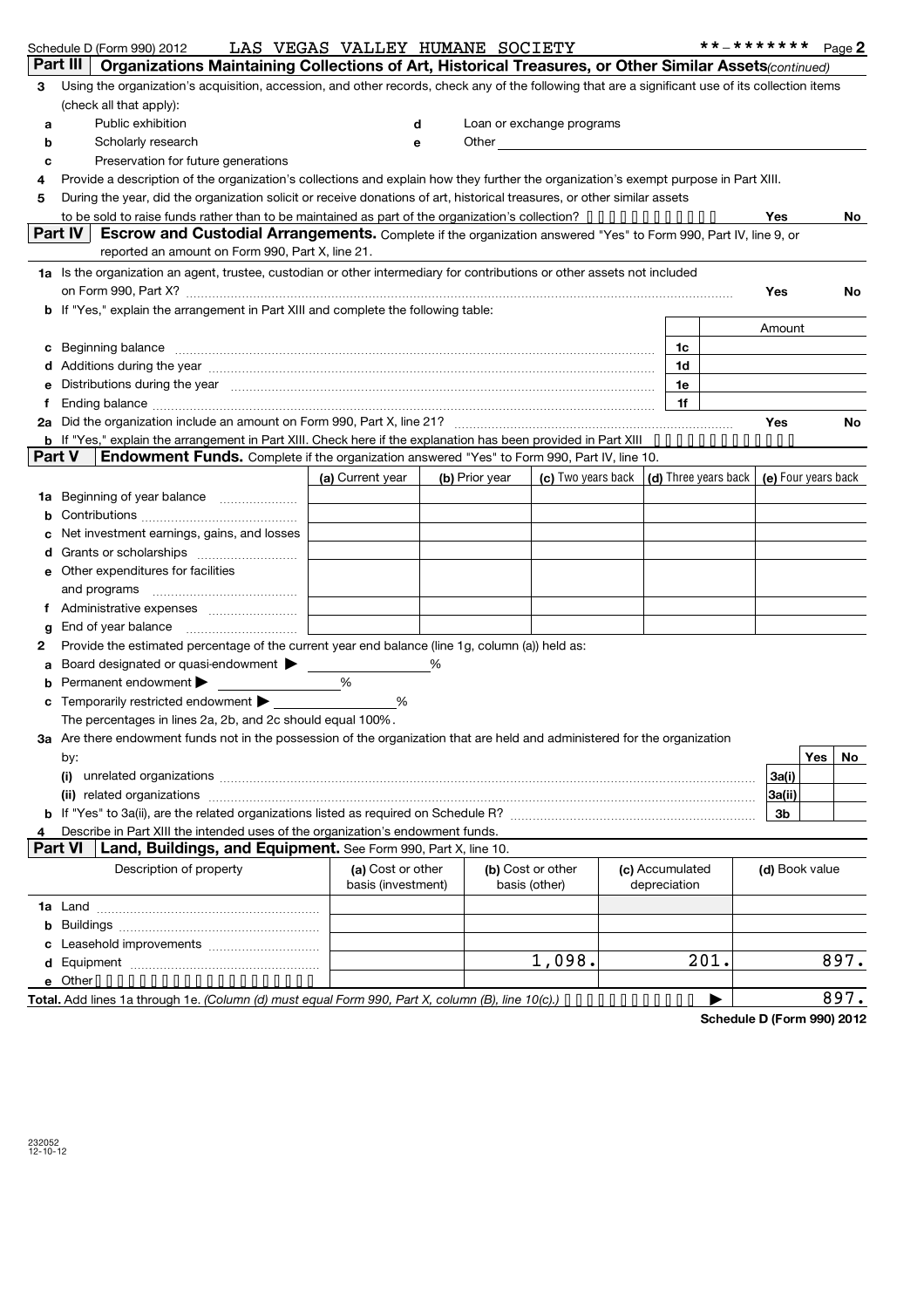Schedule D (Form 990) 2012 LAS VEGAS VALLEY HUMANE SOCIETY **-******* Page **2**

**Part III | Organizations Maintaining Collections of Art, Historical Treasures, or Other Similar Assets** *(continued)*

**3** Using the organization's acquisition, accession, and other records, check any of the following that are a significant use of its collection items (check all that apply):

- **a** Public exhibition
- **b** Scholarly research
- **c** Preservation for future generations
- **d** Loan or exchange programs
- **e** Other

**4** Provide a description of the organization's collections and explain how they further the organization's exempt purpose in Part XIII.

**5** During the year, did the organization solicit or receive donations of art, historical treasures, or other similar assets to be sold to raise funds rather than to be maintained as part of the organization's collection? **Yes** **No**

**Part IV | Escrow and Custodial Arrangements.** Complete if the organization answered "Yes" to Form 990, Part IV, line 9, or reported an amount on Form 990, Part X, line 21.

**1a** Is the organization an agent, trustee, custodian or other intermediary for contributions or other assets not included on Form 990, Part X? **Yes** **No**

**b** If "Yes," explain the arrangement in Part XIII and complete the following table:

| | | Amount |
|---|---|---|
| **c** Beginning balance | 1c | |
| **d** Additions during the year | 1d | |
| **e** Distributions during the year | 1e | |
| **f** Ending balance | 1f | |

**2a** Did the organization include an amount on Form 990, Part X, line 21? **Yes** **No**

**b** If "Yes," explain the arrangement in Part XIII. Check here if the explanation has been provided in Part XIII

**Part V | Endowment Funds.** Complete if the organization answered "Yes" to Form 990, Part IV, line 10.

| | (a) Current year | (b) Prior year | (c) Two years back | (d) Three years back | (e) Four years back |
|---|---|---|---|---|---|
| **1a** Beginning of year balance | | | | | |
| **b** Contributions | | | | | |
| **c** Net investment earnings, gains, and losses | | | | | |
| **d** Grants or scholarships | | | | | |
| **e** Other expenditures for facilities and programs | | | | | |
| **f** Administrative expenses | | | | | |
| **g** End of year balance | | | | | |

**2** Provide the estimated percentage of the current year end balance (line 1g, column (a)) held as:

**a** Board designated or quasi-endowment ▶ %

**b** Permanent endowment ▶ %

**c** Temporarily restricted endowment ▶ %

The percentages in lines 2a, 2b, and 2c should equal 100%.

**3a** Are there endowment funds not in the possession of the organization that are held and administered for the organization by:

| | | Yes | No |
|---|---|---|---|
| **(i)** unrelated organizations | 3a(i) | | |
| **(ii)** related organizations | 3a(ii) | | |
| **b** If "Yes" to 3a(ii), are the related organizations listed as required on Schedule R? | 3b | | |

**4** Describe in Part XIII the intended uses of the organization's endowment funds.

**Part VI | Land, Buildings, and Equipment.** See Form 990, Part X, line 10.

| Description of property | (a) Cost or other basis (investment) | (b) Cost or other basis (other) | (c) Accumulated depreciation | (d) Book value |
|---|---|---|---|---|
| **1a** Land | | | | |
| **b** Buildings | | | | |
| **c** Leasehold improvements | | | | |
| **d** Equipment | | 1,098. | 201. | 897. |
| **e** Other | | | | |
| **Total.** Add lines 1a through 1e. *(Column (d) must equal Form 990, Part X, column (B), line 10(c).)* ▶ | | | | 897. |

**Schedule D (Form 990) 2012**

232052
12-10-12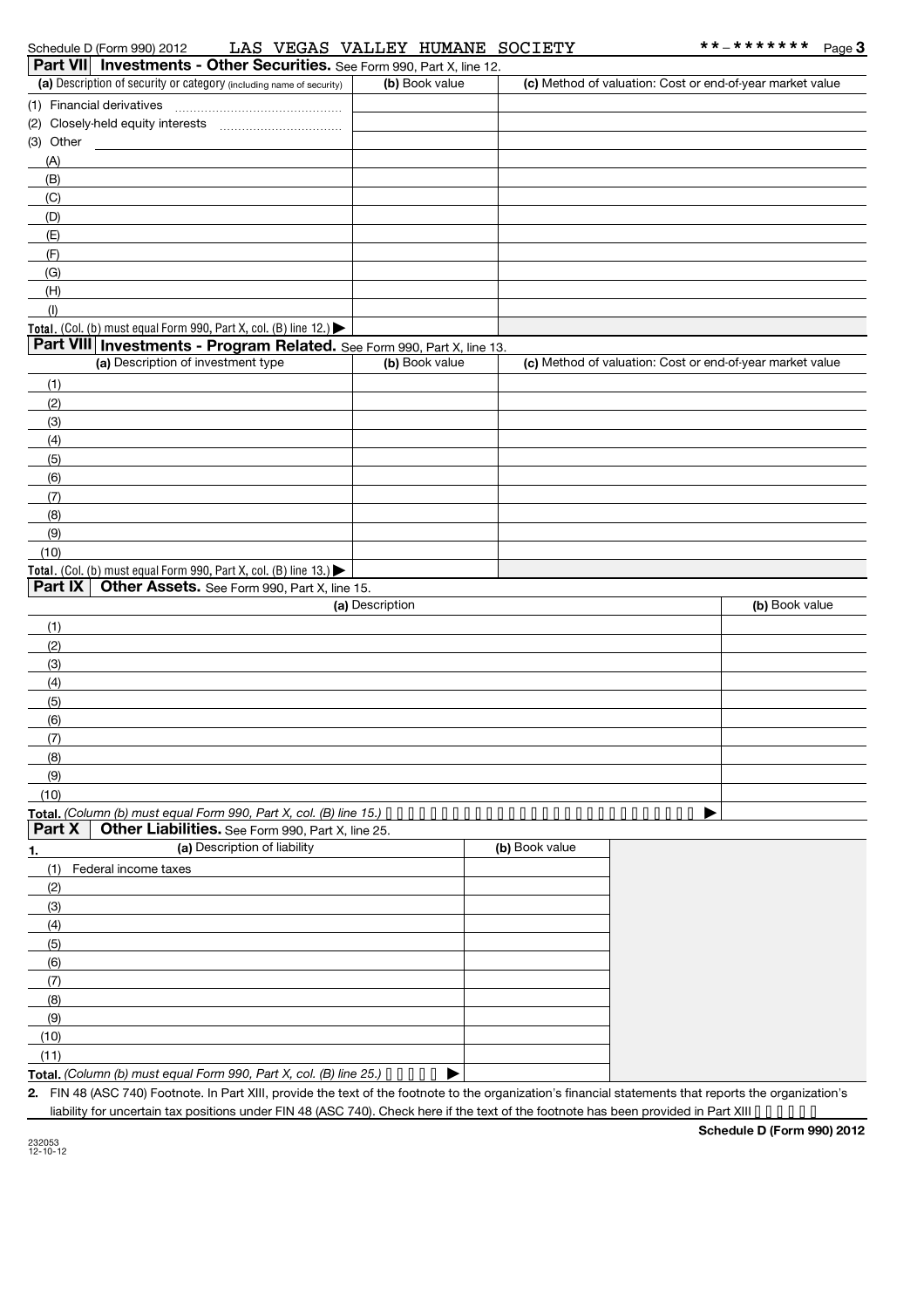Schedule D (Form 990) 2012 LAS VEGAS VALLEY HUMANE SOCIETY **-******* Page 3

## Part VII Investments - Other Securities. See Form 990, Part X, line 12.

| (a) Description of security or category (including name of security) | (b) Book value | (c) Method of valuation: Cost or end-of-year market value |
|---|---|---|
| (1) Financial derivatives | | |
| (2) Closely-held equity interests | | |
| (3) Other | | |
| (A) | | |
| (B) | | |
| (C) | | |
| (D) | | |
| (E) | | |
| (F) | | |
| (G) | | |
| (H) | | |
| (I) | | |
| Total. (Col. (b) must equal Form 990, Part X, col. (B) line 12.) ▶ | | |

## Part VIII Investments - Program Related. See Form 990, Part X, line 13.

| (a) Description of investment type | (b) Book value | (c) Method of valuation: Cost or end-of-year market value |
|---|---|---|
| (1) | | |
| (2) | | |
| (3) | | |
| (4) | | |
| (5) | | |
| (6) | | |
| (7) | | |
| (8) | | |
| (9) | | |
| (10) | | |
| Total. (Col. (b) must equal Form 990, Part X, col. (B) line 13.) ▶ | | |

## Part IX Other Assets. See Form 990, Part X, line 15.

| (a) Description | (b) Book value |
|---|---|
| (1) | |
| (2) | |
| (3) | |
| (4) | |
| (5) | |
| (6) | |
| (7) | |
| (8) | |
| (9) | |
| (10) | |
| Total. *(Column (b) must equal Form 990, Part X, col. (B) line 15.)* ▶ | |

## Part X Other Liabilities. See Form 990, Part X, line 25.

| 1. (a) Description of liability | (b) Book value |
|---|---|
| (1) Federal income taxes | |
| (2) | |
| (3) | |
| (4) | |
| (5) | |
| (6) | |
| (7) | |
| (8) | |
| (9) | |
| (10) | |
| (11) | |
| Total. *(Column (b) must equal Form 990, Part X, col. (B) line 25.)* ▶ | |

**2.** FIN 48 (ASC 740) Footnote. In Part XIII, provide the text of the footnote to the organization's financial statements that reports the organization's liability for uncertain tax positions under FIN 48 (ASC 740). Check here if the text of the footnote has been provided in Part XIII

232053
12-10-12

**Schedule D (Form 990) 2012**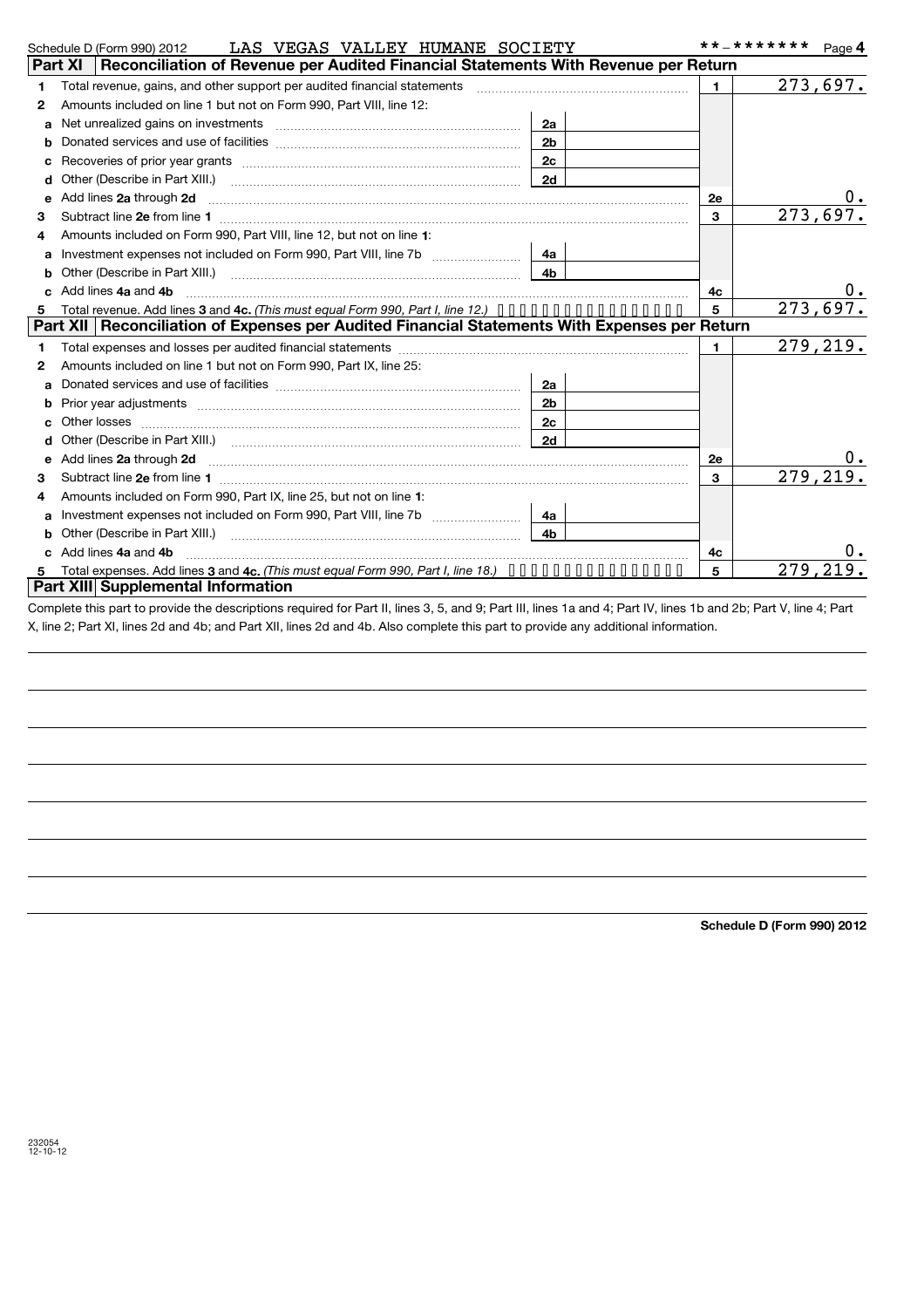Schedule D (Form 990) 2012 LAS VEGAS VALLEY HUMANE SOCIETY **-******* Page 4

## Part XI Reconciliation of Revenue per Audited Financial Statements With Revenue per Return

| | | | | | |
|---|---|---|---|---|---|
| 1 | Total revenue, gains, and other support per audited financial statements | | | 1 | 273,697. |
| 2 | Amounts included on line 1 but not on Form 990, Part VIII, line 12: | | | | |
| a | Net unrealized gains on investments | 2a | | | |
| b | Donated services and use of facilities | 2b | | | |
| c | Recoveries of prior year grants | 2c | | | |
| d | Other (Describe in Part XIII.) | 2d | | | |
| e | Add lines **2a** through **2d** | | | 2e | 0. |
| 3 | Subtract line **2e** from line **1** | | | 3 | 273,697. |
| 4 | Amounts included on Form 990, Part VIII, line 12, but not on line **1**: | | | | |
| a | Investment expenses not included on Form 990, Part VIII, line 7b | 4a | | | |
| b | Other (Describe in Part XIII.) | 4b | | | |
| c | Add lines **4a** and **4b** | | | 4c | 0. |
| 5 | Total revenue. Add lines **3** and **4c.** *(This must equal Form 990, Part I, line 12.)* | | | 5 | 273,697. |

## Part XII Reconciliation of Expenses per Audited Financial Statements With Expenses per Return

| | | | | | |
|---|---|---|---|---|---|
| 1 | Total expenses and losses per audited financial statements | | | 1 | 279,219. |
| 2 | Amounts included on line 1 but not on Form 990, Part IX, line 25: | | | | |
| a | Donated services and use of facilities | 2a | | | |
| b | Prior year adjustments | 2b | | | |
| c | Other losses | 2c | | | |
| d | Other (Describe in Part XIII.) | 2d | | | |
| e | Add lines **2a** through **2d** | | | 2e | 0. |
| 3 | Subtract line **2e** from line **1** | | | 3 | 279,219. |
| 4 | Amounts included on Form 990, Part IX, line 25, but not on line **1**: | | | | |
| a | Investment expenses not included on Form 990, Part VIII, line 7b | 4a | | | |
| b | Other (Describe in Part XIII.) | 4b | | | |
| c | Add lines **4a** and **4b** | | | 4c | 0. |
| 5 | Total expenses. Add lines **3** and **4c.** *(This must equal Form 990, Part I, line 18.)* | | | 5 | 279,219. |

## Part XIII Supplemental Information

Complete this part to provide the descriptions required for Part II, lines 3, 5, and 9; Part III, lines 1a and 4; Part IV, lines 1b and 2b; Part V, line 4; Part X, line 2; Part XI, lines 2d and 4b; and Part XII, lines 2d and 4b. Also complete this part to provide any additional information.

**Schedule D (Form 990) 2012**

232054
12-10-12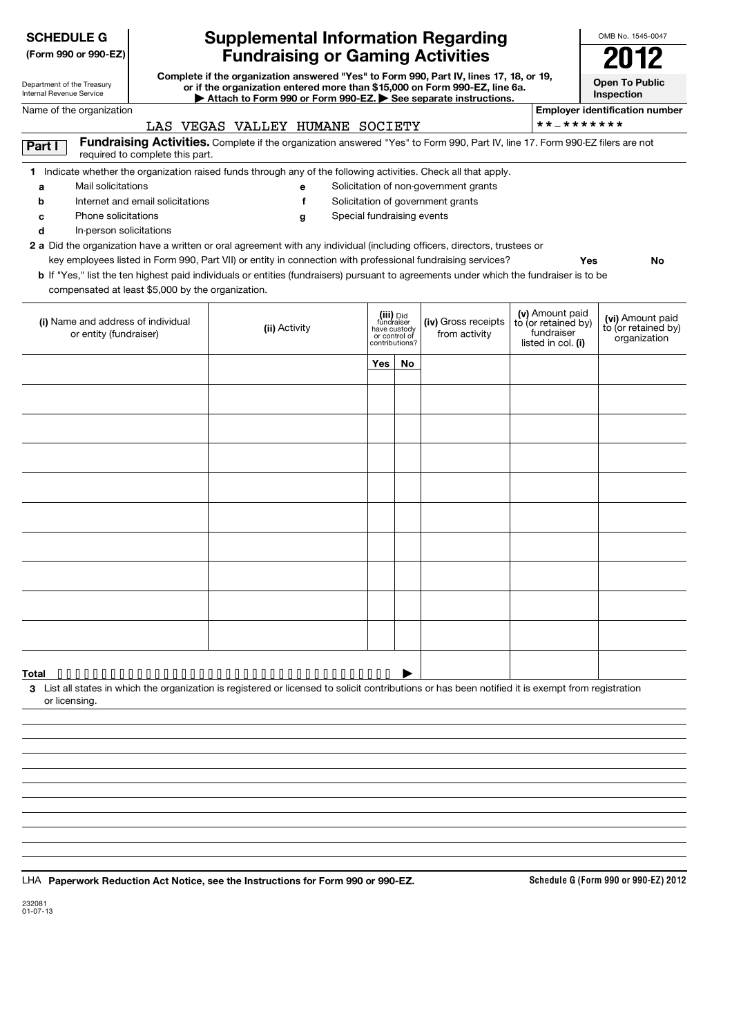**SCHEDULE G**
**(Form 990 or 990-EZ)**

Department of the Treasury
Internal Revenue Service

# Supplemental Information Regarding Fundraising or Gaming Activities

**Complete if the organization answered "Yes" to Form 990, Part IV, lines 17, 18, or 19, or if the organization entered more than $15,000 on Form 990-EZ, line 6a.**
**▶ Attach to Form 990 or Form 990-EZ. ▶ See separate instructions.**

OMB No. 1545-0047

**2012**

**Open To Public Inspection**

Name of the organization: LAS VEGAS VALLEY HUMANE SOCIETY

**Employer identification number**: **-*******

**Part I** **Fundraising Activities.** Complete if the organization answered "Yes" to Form 990, Part IV, line 17. Form 990-EZ filers are not required to complete this part.

1 Indicate whether the organization raised funds through any of the following activities. Check all that apply.

- a Mail solicitations
- b Internet and email solicitations
- c Phone solicitations
- d In-person solicitations
- e Solicitation of non-government grants
- f Solicitation of government grants
- g Special fundraising events

**2 a** Did the organization have a written or oral agreement with any individual (including officers, directors, trustees or key employees listed in Form 990, Part VII) or entity in connection with professional fundraising services? **Yes** **No**

**b** If "Yes," list the ten highest paid individuals or entities (fundraisers) pursuant to agreements under which the fundraiser is to be compensated at least $5,000 by the organization.

| (i) Name and address of individual or entity (fundraiser) | (ii) Activity | (iii) Did fundraiser have custody or control of contributions? | | (iv) Gross receipts from activity | (v) Amount paid to (or retained by) fundraiser listed in col. (i) | (vi) Amount paid to (or retained by) organization |
|---|---|---|---|---|---|---|
| | | Yes | No | | | |
| | | | | | | |
| | | | | | | |
| | | | | | | |
| | | | | | | |
| | | | | | | |
| | | | | | | |
| | | | | | | |
| | | | | | | |
| | | | | | | |
| | | | | | | |
| **Total** ▶ | | | | | | |

3 List all states in which the organization is registered or licensed to solicit contributions or has been notified it is exempt from registration or licensing.

LHA **Paperwork Reduction Act Notice, see the Instructions for Form 990 or 990-EZ.** **Schedule G (Form 990 or 990-EZ) 2012**

232081
01-07-13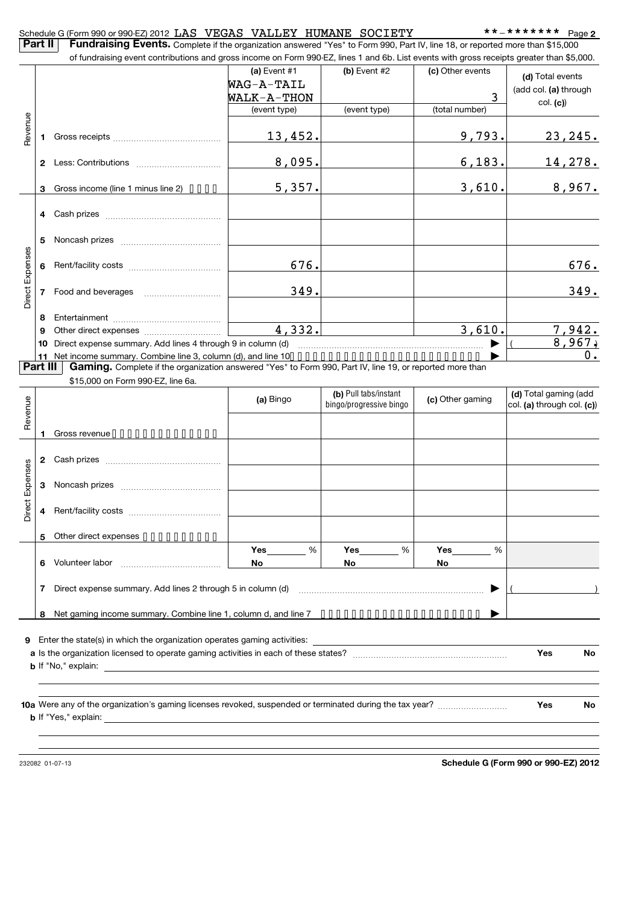Schedule G (Form 990 or 990-EZ) 2012 LAS VEGAS VALLEY HUMANE SOCIETY **-******* Page 2

**Part II** **Fundraising Events.** Complete if the organization answered "Yes" to Form 990, Part IV, line 18, or reported more than $15,000 of fundraising event contributions and gross income on Form 990-EZ, lines 1 and 6b. List events with gross receipts greater than $5,000.

| | | (a) Event #1 WAG-A-TAIL WALK-A-THON (event type) | (b) Event #2 (event type) | (c) Other events 3 (total number) | (d) Total events (add col. (a) through col. (c)) |
|---|---|---|---|---|---|
| Revenue | 1 Gross receipts | 13,452. | | 9,793. | 23,245. |
| | 2 Less: Contributions | 8,095. | | 6,183. | 14,278. |
| | 3 Gross income (line 1 minus line 2) | 5,357. | | 3,610. | 8,967. |
| Direct Expenses | 4 Cash prizes | | | | |
| | 5 Noncash prizes | | | | |
| | 6 Rent/facility costs | 676. | | | 676. |
| | 7 Food and beverages | 349. | | | 349. |
| | 8 Entertainment | | | | |
| | 9 Other direct expenses | 4,332. | | 3,610. | 7,942. |
| | 10 Direct expense summary. Add lines 4 through 9 in column (d) | | | ▶ | ( 8,967.) |
| | 11 Net income summary. Combine line 3, column (d), and line 10 | | | ▶ | 0. |

**Part III** **Gaming.** Complete if the organization answered "Yes" to Form 990, Part IV, line 19, or reported more than $15,000 on Form 990-EZ, line 6a.

| | | (a) Bingo | (b) Pull tabs/instant bingo/progressive bingo | (c) Other gaming | (d) Total gaming (add col. (a) through col. (c)) |
|---|---|---|---|---|---|
| Revenue | 1 Gross revenue | | | | |
| Direct Expenses | 2 Cash prizes | | | | |
| | 3 Noncash prizes | | | | |
| | 4 Rent/facility costs | | | | |
| | 5 Other direct expenses | | | | |
| | 6 Volunteer labor | Yes ____ % No | Yes ____ % No | Yes ____ % No | |
| | 7 Direct expense summary. Add lines 2 through 5 in column (d) | | | ▶ | ( ) |
| | 8 Net gaming income summary. Combine line 1, column d, and line 7 | | | ▶ | |

9 Enter the state(s) in which the organization operates gaming activities:

a Is the organization licensed to operate gaming activities in each of these states? Yes No

b If "No," explain:

10a Were any of the organization's gaming licenses revoked, suspended or terminated during the tax year? Yes No

b If "Yes," explain:

232082 01-07-13 **Schedule G (Form 990 or 990-EZ) 2012**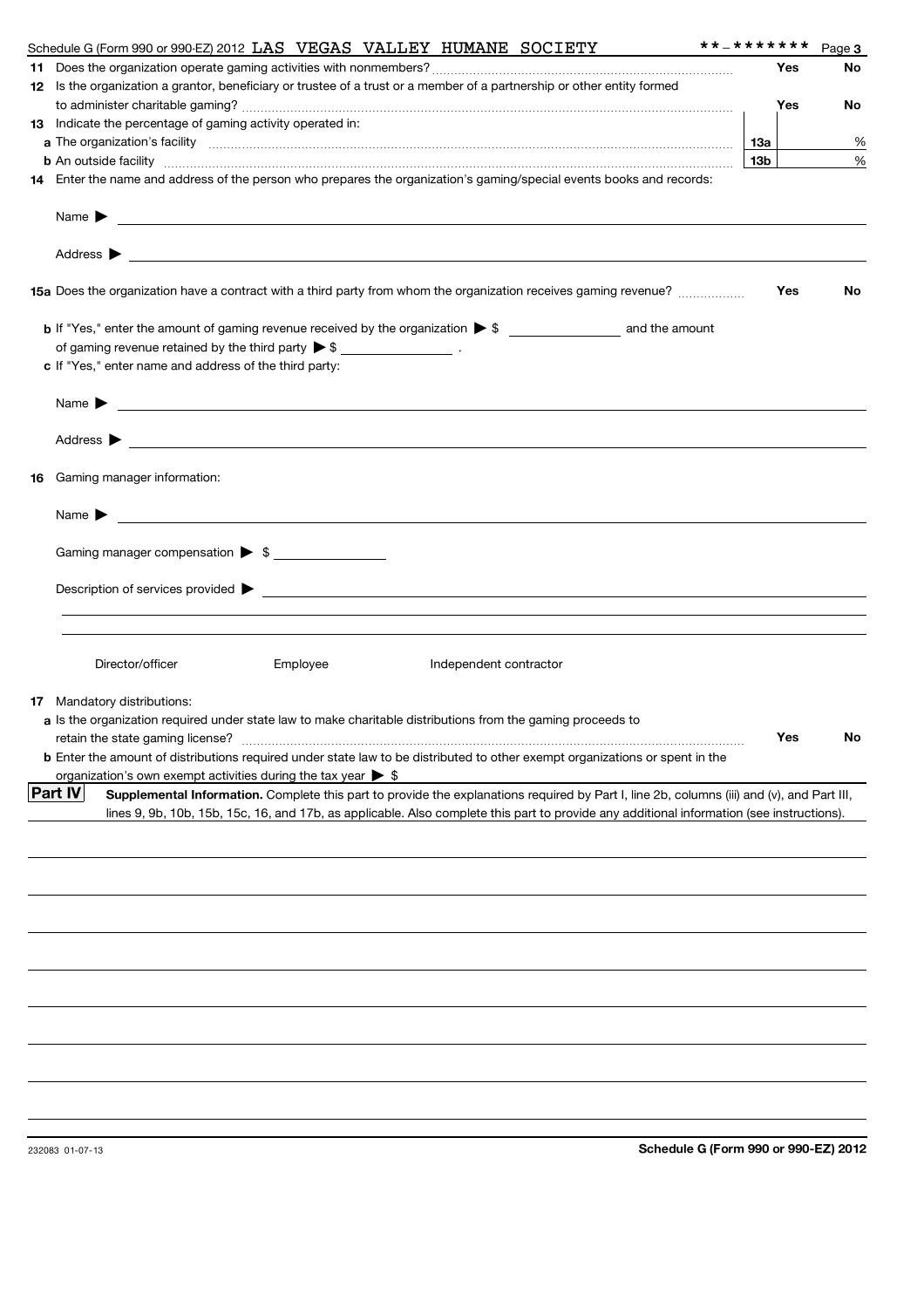Schedule G (Form 990 or 990-EZ) 2012 LAS VEGAS VALLEY HUMANE SOCIETY **-******* Page 3

**11** Does the organization operate gaming activities with nonmembers? ..... Yes No

**12** Is the organization a grantor, beneficiary or trustee of a trust or a member of a partnership or other entity formed to administer charitable gaming? ..... Yes No

**13** Indicate the percentage of gaming activity operated in:

**a** The organization's facility ..... 13a %

**b** An outside facility ..... 13b %

**14** Enter the name and address of the person who prepares the organization's gaming/special events books and records:

Name ▶

Address ▶

**15a** Does the organization have a contract with a third party from whom the organization receives gaming revenue? ..... Yes No

**b** If "Yes," enter the amount of gaming revenue received by the organization ▶ $ ________ and the amount of gaming revenue retained by the third party ▶ $ ________ .

**c** If "Yes," enter name and address of the third party:

Name ▶

Address ▶

**16** Gaming manager information:

Name ▶

Gaming manager compensation ▶ $

Description of services provided ▶

Director/officer    Employee    Independent contractor

**17** Mandatory distributions:

**a** Is the organization required under state law to make charitable distributions from the gaming proceeds to retain the state gaming license? ..... Yes No

**b** Enter the amount of distributions required under state law to be distributed to other exempt organizations or spent in the organization's own exempt activities during the tax year ▶ $

**Part IV** **Supplemental Information.** Complete this part to provide the explanations required by Part I, line 2b, columns (iii) and (v), and Part III, lines 9, 9b, 10b, 15b, 15c, 16, and 17b, as applicable. Also complete this part to provide any additional information (see instructions).

232083 01-07-13

**Schedule G (Form 990 or 990-EZ) 2012**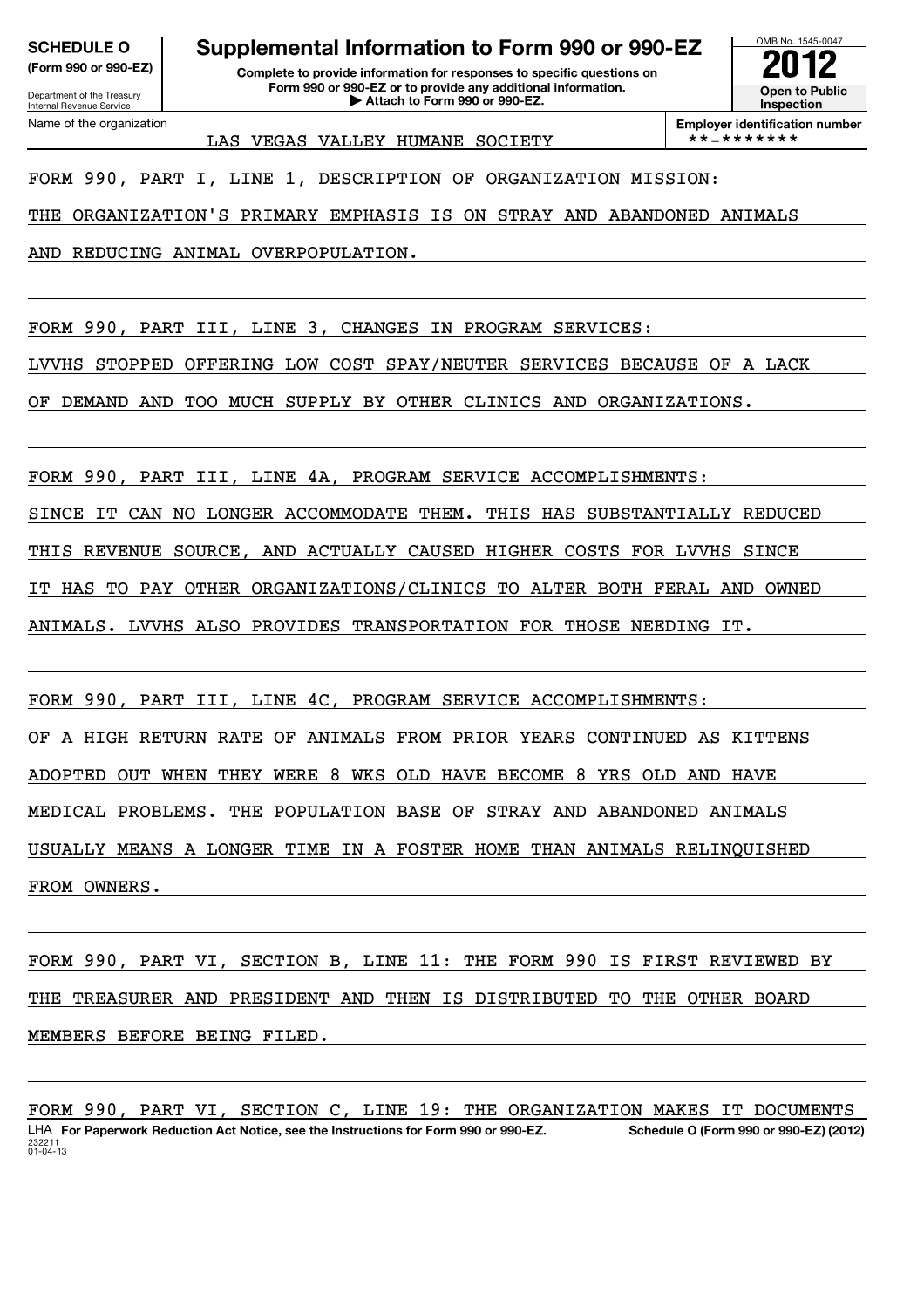**SCHEDULE O**
**(Form 990 or 990-EZ)**

Department of the Treasury
Internal Revenue Service

# Supplemental Information to Form 990 or 990-EZ

**Complete to provide information for responses to specific questions on Form 990 or 990-EZ or to provide any additional information.**
**▶ Attach to Form 990 or 990-EZ.**

OMB No. 1545-0047
**2012**
**Open to Public Inspection**

Name of the organization: LAS VEGAS VALLEY HUMANE SOCIETY

**Employer identification number**: **-*******

FORM 990, PART I, LINE 1, DESCRIPTION OF ORGANIZATION MISSION:

THE ORGANIZATION'S PRIMARY EMPHASIS IS ON STRAY AND ABANDONED ANIMALS AND REDUCING ANIMAL OVERPOPULATION.

FORM 990, PART III, LINE 3, CHANGES IN PROGRAM SERVICES:

LVVHS STOPPED OFFERING LOW COST SPAY/NEUTER SERVICES BECAUSE OF A LACK OF DEMAND AND TOO MUCH SUPPLY BY OTHER CLINICS AND ORGANIZATIONS.

FORM 990, PART III, LINE 4A, PROGRAM SERVICE ACCOMPLISHMENTS:

SINCE IT CAN NO LONGER ACCOMMODATE THEM. THIS HAS SUBSTANTIALLY REDUCED THIS REVENUE SOURCE, AND ACTUALLY CAUSED HIGHER COSTS FOR LVVHS SINCE IT HAS TO PAY OTHER ORGANIZATIONS/CLINICS TO ALTER BOTH FERAL AND OWNED ANIMALS. LVVHS ALSO PROVIDES TRANSPORTATION FOR THOSE NEEDING IT.

FORM 990, PART III, LINE 4C, PROGRAM SERVICE ACCOMPLISHMENTS:

OF A HIGH RETURN RATE OF ANIMALS FROM PRIOR YEARS CONTINUED AS KITTENS ADOPTED OUT WHEN THEY WERE 8 WKS OLD HAVE BECOME 8 YRS OLD AND HAVE MEDICAL PROBLEMS. THE POPULATION BASE OF STRAY AND ABANDONED ANIMALS USUALLY MEANS A LONGER TIME IN A FOSTER HOME THAN ANIMALS RELINQUISHED FROM OWNERS.

FORM 990, PART VI, SECTION B, LINE 11: THE FORM 990 IS FIRST REVIEWED BY THE TREASURER AND PRESIDENT AND THEN IS DISTRIBUTED TO THE OTHER BOARD MEMBERS BEFORE BEING FILED.

FORM 990, PART VI, SECTION C, LINE 19: THE ORGANIZATION MAKES IT DOCUMENTS

LHA **For Paperwork Reduction Act Notice, see the Instructions for Form 990 or 990-EZ.** **Schedule O (Form 990 or 990-EZ) (2012)**
232211
01-04-13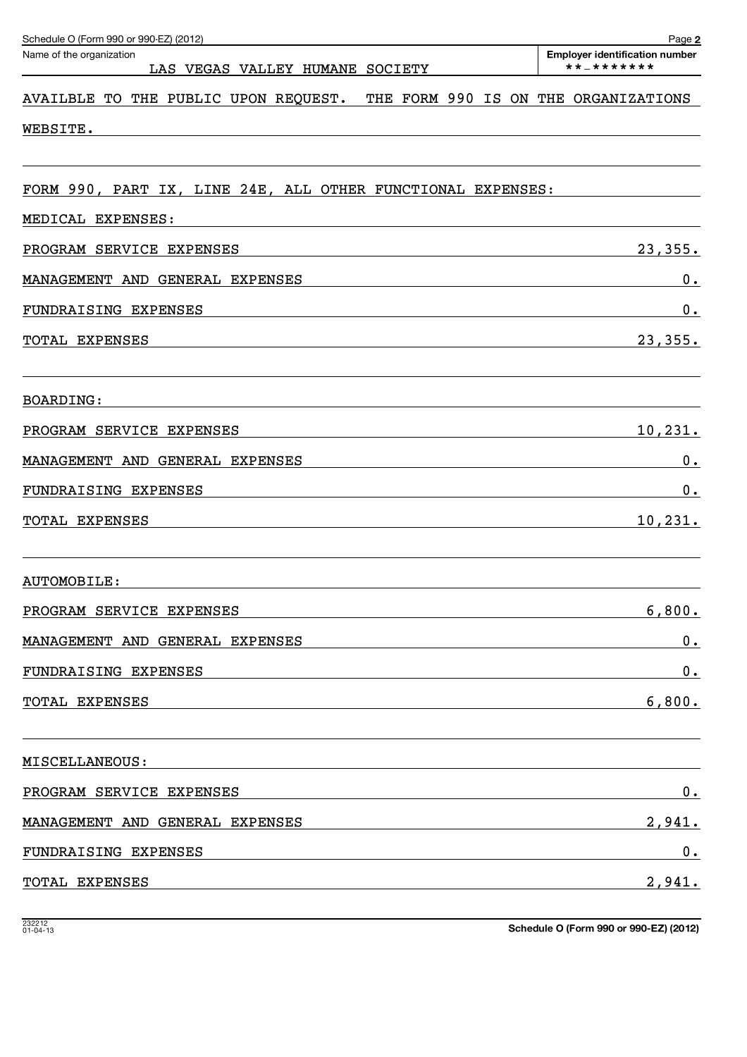Schedule O (Form 990 or 990-EZ) (2012)

Name of the organization: LAS VEGAS VALLEY HUMANE SOCIETY

Employer identification number: **-*******

AVAILBLE TO THE PUBLIC UPON REQUEST. THE FORM 990 IS ON THE ORGANIZATIONS WEBSITE.

FORM 990, PART IX, LINE 24E, ALL OTHER FUNCTIONAL EXPENSES:

MEDICAL EXPENSES:

| | |
|---|---|
| PROGRAM SERVICE EXPENSES | 23,355. |
| MANAGEMENT AND GENERAL EXPENSES | 0. |
| FUNDRAISING EXPENSES | 0. |
| TOTAL EXPENSES | 23,355. |

BOARDING:

| | |
|---|---|
| PROGRAM SERVICE EXPENSES | 10,231. |
| MANAGEMENT AND GENERAL EXPENSES | 0. |
| FUNDRAISING EXPENSES | 0. |
| TOTAL EXPENSES | 10,231. |

AUTOMOBILE:

| | |
|---|---|
| PROGRAM SERVICE EXPENSES | 6,800. |
| MANAGEMENT AND GENERAL EXPENSES | 0. |
| FUNDRAISING EXPENSES | 0. |
| TOTAL EXPENSES | 6,800. |

MISCELLANEOUS:

| | |
|---|---|
| PROGRAM SERVICE EXPENSES | 0. |
| MANAGEMENT AND GENERAL EXPENSES | 2,941. |
| FUNDRAISING EXPENSES | 0. |
| TOTAL EXPENSES | 2,941. |

Schedule O (Form 990 or 990-EZ) (2012)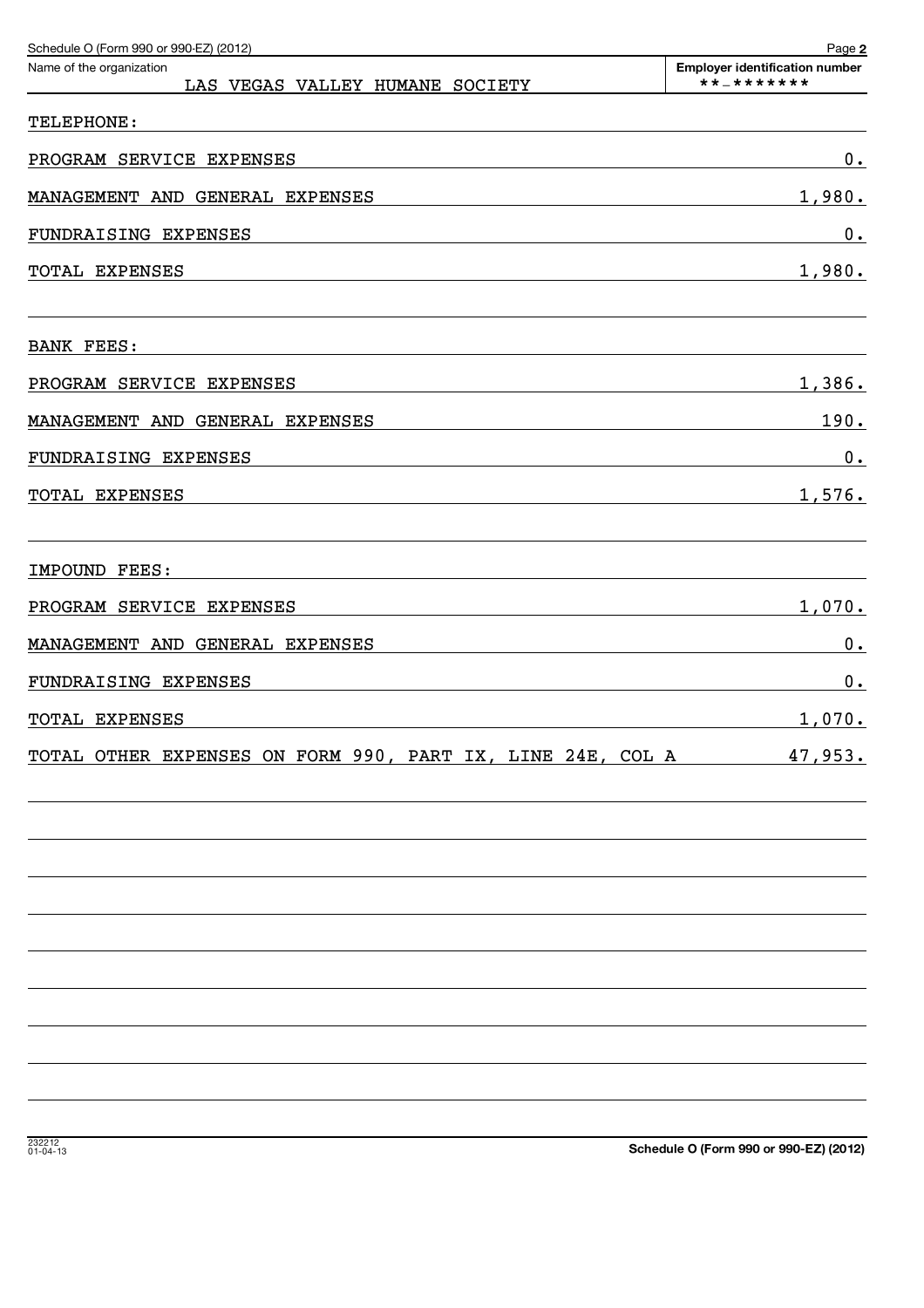Schedule O (Form 990 or 990-EZ) (2012) Page **2**

| Name of the organization | Employer identification number |
| --- | --- |
| LAS VEGAS VALLEY HUMANE SOCIETY | **-******* |

TELEPHONE:

| | |
| --- | --- |
| PROGRAM SERVICE EXPENSES | 0. |
| MANAGEMENT AND GENERAL EXPENSES | 1,980. |
| FUNDRAISING EXPENSES | 0. |
| TOTAL EXPENSES | 1,980. |

BANK FEES:

| | |
| --- | --- |
| PROGRAM SERVICE EXPENSES | 1,386. |
| MANAGEMENT AND GENERAL EXPENSES | 190. |
| FUNDRAISING EXPENSES | 0. |
| TOTAL EXPENSES | 1,576. |

IMPOUND FEES:

| | |
| --- | --- |
| PROGRAM SERVICE EXPENSES | 1,070. |
| MANAGEMENT AND GENERAL EXPENSES | 0. |
| FUNDRAISING EXPENSES | 0. |
| TOTAL EXPENSES | 1,070. |
| TOTAL OTHER EXPENSES ON FORM 990, PART IX, LINE 24E, COL A | 47,953. |

232212 01-04-13

**Schedule O (Form 990 or 990-EZ) (2012)**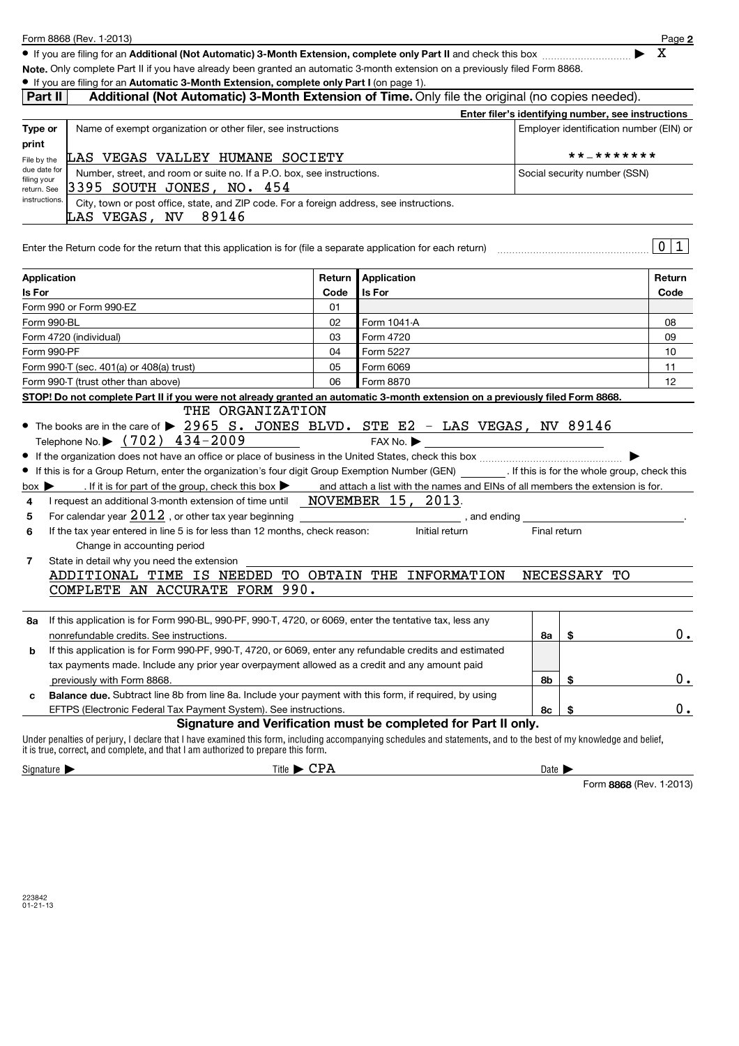Form 8868 (Rev. 1-2013)

- If you are filing for an **Additional (Not Automatic) 3-Month Extension, complete only Part II** and check this box ▶ X

**Note.** Only complete Part II if you have already been granted an automatic 3-month extension on a previously filed Form 8868.

- If you are filing for an **Automatic 3-Month Extension, complete only Part I** (on page 1).

## Part II Additional (Not Automatic) 3-Month Extension of Time. Only file the original (no copies needed).

| Type or print | Name of exempt organization or other filer, see instructions | Enter filer's identifying number, see instructions |
|---|---|---|
| File by the due date for filing your return. See instructions. | LAS VEGAS VALLEY HUMANE SOCIETY | Employer identification number (EIN) or **-******* |
| | Number, street, and room or suite no. If a P.O. box, see instructions. 3395 SOUTH JONES, NO. 454 | Social security number (SSN) |
| | City, town or post office, state, and ZIP code. For a foreign address, see instructions. LAS VEGAS, NV 89146 | |

Enter the Return code for the return that this application is for (file a separate application for each return) 0 1

| Application Is For | Return Code | Application Is For | Return Code |
|---|---|---|---|
| Form 990 or Form 990-EZ | 01 | | |
| Form 990-BL | 02 | Form 1041-A | 08 |
| Form 4720 (individual) | 03 | Form 4720 | 09 |
| Form 990-PF | 04 | Form 5227 | 10 |
| Form 990-T (sec. 401(a) or 408(a) trust) | 05 | Form 6069 | 11 |
| Form 990-T (trust other than above) | 06 | Form 8870 | 12 |

**STOP! Do not complete Part II if you were not already granted an automatic 3-month extension on a previously filed Form 8868.**

- The books are in the care of ▶ THE ORGANIZATION 2965 S. JONES BLVD. STE E2 - LAS VEGAS, NV 89146
  Telephone No. ▶ (702) 434-2009 FAX No. ▶
- If the organization does not have an office or place of business in the United States, check this box ▶
- If this is for a Group Return, enter the organization's four digit Group Exemption Number (GEN) ______. If this is for the whole group, check this box ▶ . If it is for part of the group, check this box ▶ and attach a list with the names and EINs of all members the extension is for.

4 I request an additional 3-month extension of time until NOVEMBER 15, 2013.

5 For calendar year 2012 , or other tax year beginning ______, and ending ______.

6 If the tax year entered in line 5 is for less than 12 months, check reason: Initial return Final return Change in accounting period

7 State in detail why you need the extension
ADDITIONAL TIME IS NEEDED TO OBTAIN THE INFORMATION NECESSARY TO COMPLETE AN ACCURATE FORM 990.

| | | | |
|---|---|---|---|
| **8a** | If this application is for Form 990-BL, 990-PF, 990-T, 4720, or 6069, enter the tentative tax, less any nonrefundable credits. See instructions. | 8a | $ 0. |
| **b** | If this application is for Form 990-PF, 990-T, 4720, or 6069, enter any refundable credits and estimated tax payments made. Include any prior year overpayment allowed as a credit and any amount paid previously with Form 8868. | 8b | $ 0. |
| **c** | **Balance due.** Subtract line 8b from line 8a. Include your payment with this form, if required, by using EFTPS (Electronic Federal Tax Payment System). See instructions. | 8c | $ 0. |

### Signature and Verification must be completed for Part II only.

Under penalties of perjury, I declare that I have examined this form, including accompanying schedules and statements, and to the best of my knowledge and belief, it is true, correct, and complete, and that I am authorized to prepare this form.

Signature ▶ Title ▶ CPA Date ▶

Form **8868** (Rev. 1-2013)

223842
01-21-13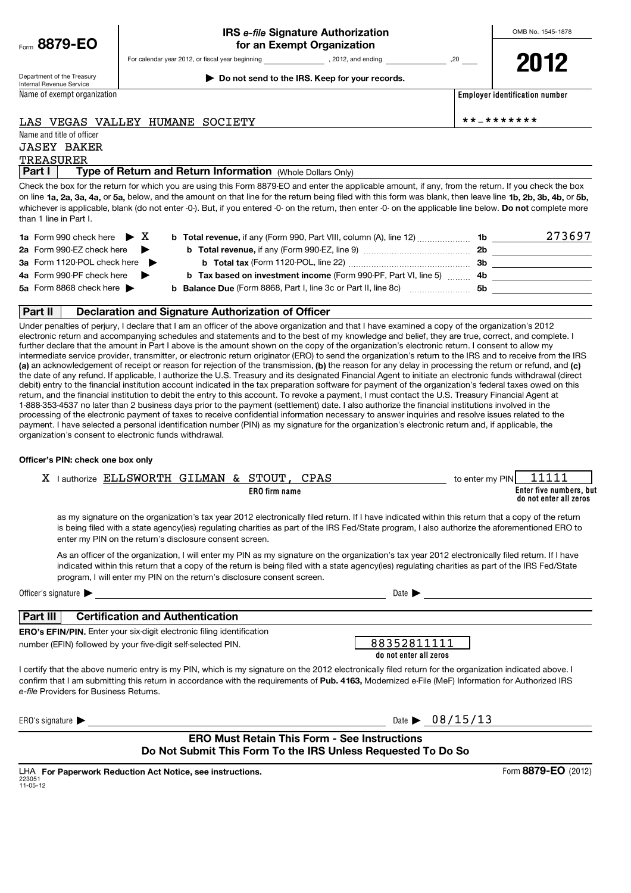Form **8879-EO**

Department of the Treasury
Internal Revenue Service

# IRS *e-file* Signature Authorization for an Exempt Organization

For calendar year 2012, or fiscal year beginning \_\_\_\_\_\_\_\_, 2012, and ending \_\_\_\_\_\_\_\_, 20\_\_

▶ **Do not send to the IRS. Keep for your records.**

OMB No. 1545-1878

**2012**

Name of exempt organization: LAS VEGAS VALLEY HUMANE SOCIETY

**Employer identification number**: **-*******

Name and title of officer: JASEY BAKER, TREASURER

## Part I — Type of Return and Return Information (Whole Dollars Only)

Check the box for the return for which you are using this Form 8879-EO and enter the applicable amount, if any, from the return. If you check the box on line **1a, 2a, 3a, 4a,** or **5a,** below, and the amount on that line for the return being filed with this form was blank, then leave line **1b, 2b, 3b, 4b,** or **5b,** whichever is applicable, blank (do not enter -0-). But, if you entered -0- on the return, then enter -0- on the applicable line below. **Do not** complete more than 1 line in Part I.

| | | | |
|---|---|---|---|
| **1a** Form 990 check here ▶ X | **b Total revenue,** if any (Form 990, Part VIII, column (A), line 12) | **1b** | 273697 |
| **2a** Form 990-EZ check here ▶ | **b Total revenue,** if any (Form 990-EZ, line 9) | **2b** | |
| **3a** Form 1120-POL check here ▶ | **b Total tax** (Form 1120-POL, line 22) | **3b** | |
| **4a** Form 990-PF check here ▶ | **b Tax based on investment income** (Form 990-PF, Part VI, line 5) | **4b** | |
| **5a** Form 8868 check here ▶ | **b Balance Due** (Form 8868, Part I, line 3c or Part II, line 8c) | **5b** | |

## Part II — Declaration and Signature Authorization of Officer

Under penalties of perjury, I declare that I am an officer of the above organization and that I have examined a copy of the organization's 2012 electronic return and accompanying schedules and statements and to the best of my knowledge and belief, they are true, correct, and complete. I further declare that the amount in Part I above is the amount shown on the copy of the organization's electronic return. I consent to allow my intermediate service provider, transmitter, or electronic return originator (ERO) to send the organization's return to the IRS and to receive from the IRS **(a)** an acknowledgement of receipt or reason for rejection of the transmission, **(b)** the reason for any delay in processing the return or refund, and **(c)** the date of any refund. If applicable, I authorize the U.S. Treasury and its designated Financial Agent to initiate an electronic funds withdrawal (direct debit) entry to the financial institution account indicated in the tax preparation software for payment of the organization's federal taxes owed on this return, and the financial institution to debit the entry to this account. To revoke a payment, I must contact the U.S. Treasury Financial Agent at 1-888-353-4537 no later than 2 business days prior to the payment (settlement) date. I also authorize the financial institutions involved in the processing of the electronic payment of taxes to receive confidential information necessary to answer inquiries and resolve issues related to the payment. I have selected a personal identification number (PIN) as my signature for the organization's electronic return and, if applicable, the organization's consent to electronic funds withdrawal.

**Officer's PIN: check one box only**

X I authorize ELLSWORTH GILMAN & STOUT, CPAS (**ERO firm name**) to enter my PIN 11111 (**Enter five numbers, but do not enter all zeros**)

as my signature on the organization's tax year 2012 electronically filed return. If I have indicated within this return that a copy of the return is being filed with a state agency(ies) regulating charities as part of the IRS Fed/State program, I also authorize the aforementioned ERO to enter my PIN on the return's disclosure consent screen.

As an officer of the organization, I will enter my PIN as my signature on the organization's tax year 2012 electronically filed return. If I have indicated within this return that a copy of the return is being filed with a state agency(ies) regulating charities as part of the IRS Fed/State program, I will enter my PIN on the return's disclosure consent screen.

Officer's signature ▶ \_\_\_\_\_\_\_\_\_\_ Date ▶ \_\_\_\_\_\_\_\_\_\_

## Part III — Certification and Authentication

**ERO's EFIN/PIN.** Enter your six-digit electronic filing identification number (EFIN) followed by your five-digit self-selected PIN.

88352811111
**do not enter all zeros**

I certify that the above numeric entry is my PIN, which is my signature on the 2012 electronically filed return for the organization indicated above. I confirm that I am submitting this return in accordance with the requirements of **Pub. 4163,** Modernized e-File (MeF) Information for Authorized IRS *e-file* Providers for Business Returns.

ERO's signature ▶ \_\_\_\_\_\_\_\_\_\_ Date ▶ 08/15/13

**ERO Must Retain This Form - See Instructions**
**Do Not Submit This Form To the IRS Unless Requested To Do So**

LHA **For Paperwork Reduction Act Notice, see instructions.**

223051
11-05-12

Form **8879-EO** (2012)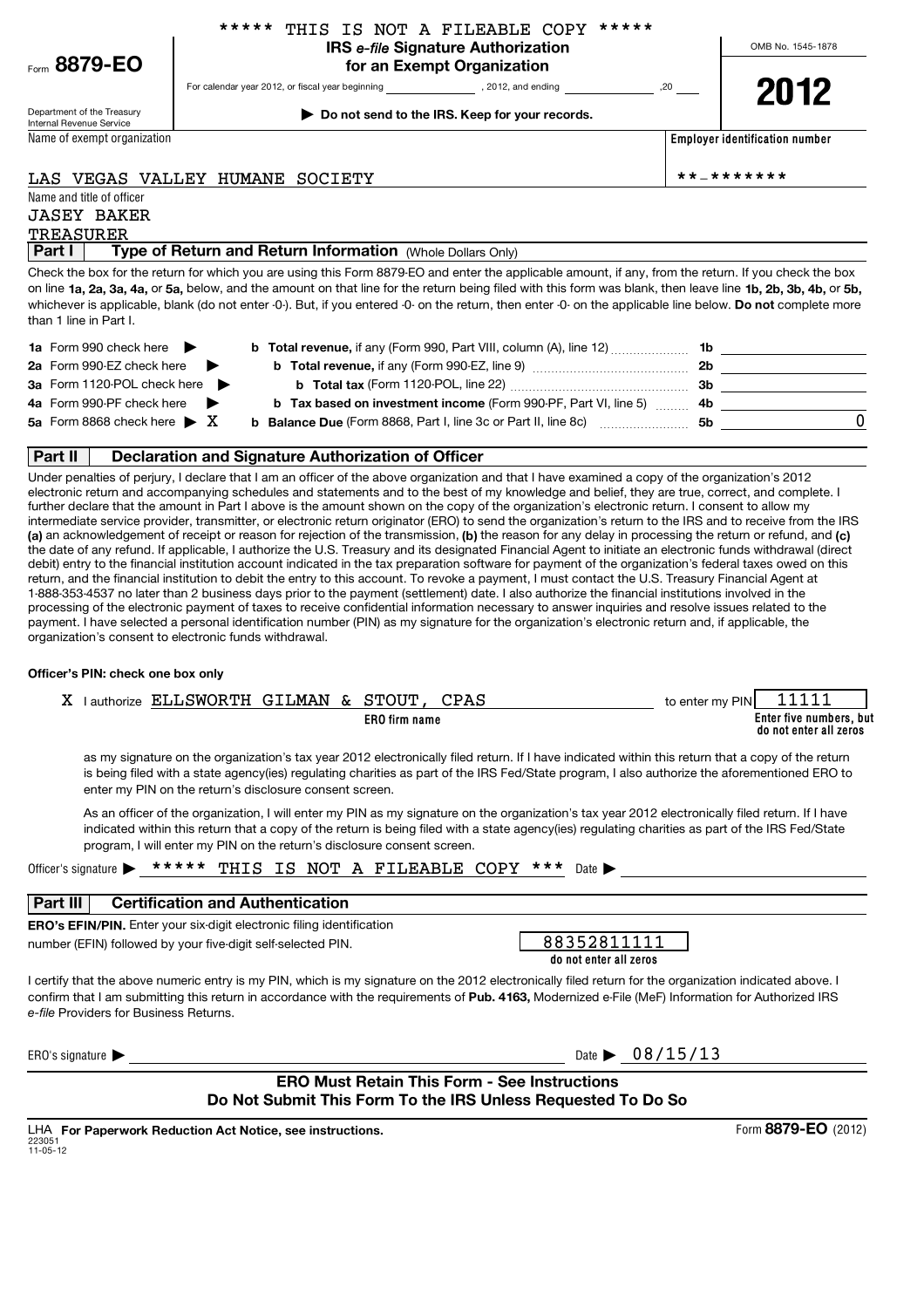***** THIS IS NOT A FILEABLE COPY *****

Form **8879-EO**

Department of the Treasury
Internal Revenue Service

## IRS *e-file* Signature Authorization for an Exempt Organization

For calendar year 2012, or fiscal year beginning ____________ , 2012, and ending ____________ ,20 ____

▶ **Do not send to the IRS. Keep for your records.**

OMB No. 1545-1878

**2012**

Name of exempt organization: LAS VEGAS VALLEY HUMANE SOCIETY

Employer identification number: **-*******

Name and title of officer:
JASEY BAKER
TREASURER

**Part I** **Type of Return and Return Information** (Whole Dollars Only)

Check the box for the return for which you are using this Form 8879-EO and enter the applicable amount, if any, from the return. If you check the box on line **1a, 2a, 3a, 4a,** or **5a,** below, and the amount on that line for the return being filed with this form was blank, then leave line **1b, 2b, 3b, 4b,** or **5b,** whichever is applicable, blank (do not enter -0-). But, if you entered -0- on the return, then enter -0- on the applicable line below. **Do not** complete more than 1 line in Part I.

| | | | |
|---|---|---|---|
| **1a** Form 990 check here ▶ | **b Total revenue,** if any (Form 990, Part VIII, column (A), line 12) | 1b | |
| **2a** Form 990-EZ check here ▶ | **b Total revenue,** if any (Form 990-EZ, line 9) | 2b | |
| **3a** Form 1120-POL check here ▶ | **b Total tax** (Form 1120-POL, line 22) | 3b | |
| **4a** Form 990-PF check here ▶ | **b Tax based on investment income** (Form 990-PF, Part VI, line 5) | 4b | |
| **5a** Form 8868 check here ▶ X | **b Balance Due** (Form 8868, Part I, line 3c or Part II, line 8c) | 5b | 0 |

**Part II** **Declaration and Signature Authorization of Officer**

Under penalties of perjury, I declare that I am an officer of the above organization and that I have examined a copy of the organization's 2012 electronic return and accompanying schedules and statements and to the best of my knowledge and belief, they are true, correct, and complete. I further declare that the amount in Part I above is the amount shown on the copy of the organization's electronic return. I consent to allow my intermediate service provider, transmitter, or electronic return originator (ERO) to send the organization's return to the IRS and to receive from the IRS **(a)** an acknowledgement of receipt or reason for rejection of the transmission, **(b)** the reason for any delay in processing the return or refund, and **(c)** the date of any refund. If applicable, I authorize the U.S. Treasury and its designated Financial Agent to initiate an electronic funds withdrawal (direct debit) entry to the financial institution account indicated in the tax preparation software for payment of the organization's federal taxes owed on this return, and the financial institution to debit the entry to this account. To revoke a payment, I must contact the U.S. Treasury Financial Agent at 1-888-353-4537 no later than 2 business days prior to the payment (settlement) date. I also authorize the financial institutions involved in the processing of the electronic payment of taxes to receive confidential information necessary to answer inquiries and resolve issues related to the payment. I have selected a personal identification number (PIN) as my signature for the organization's electronic return and, if applicable, the organization's consent to electronic funds withdrawal.

**Officer's PIN: check one box only**

X I authorize ELLSWORTH GILMAN & STOUT, CPAS (ERO firm name) to enter my PIN 11111 (Enter five numbers, but do not enter all zeros)

as my signature on the organization's tax year 2012 electronically filed return. If I have indicated within this return that a copy of the return is being filed with a state agency(ies) regulating charities as part of the IRS Fed/State program, I also authorize the aforementioned ERO to enter my PIN on the return's disclosure consent screen.

As an officer of the organization, I will enter my PIN as my signature on the organization's tax year 2012 electronically filed return. If I have indicated within this return that a copy of the return is being filed with a state agency(ies) regulating charities as part of the IRS Fed/State program, I will enter my PIN on the return's disclosure consent screen.

Officer's signature ▶ ***** THIS IS NOT A FILEABLE COPY *** Date ▶

**Part III** **Certification and Authentication**

**ERO's EFIN/PIN.** Enter your six-digit electronic filing identification number (EFIN) followed by your five-digit self-selected PIN.

88352811111
do not enter all zeros

I certify that the above numeric entry is my PIN, which is my signature on the 2012 electronically filed return for the organization indicated above. I confirm that I am submitting this return in accordance with the requirements of **Pub. 4163,** Modernized e-File (MeF) Information for Authorized IRS *e-file* Providers for Business Returns.

ERO's signature ▶ Date ▶ 08/15/13

**ERO Must Retain This Form - See Instructions**
**Do Not Submit This Form To the IRS Unless Requested To Do So**

LHA **For Paperwork Reduction Act Notice, see instructions.**
223051
11-05-12

Form **8879-EO** (2012)